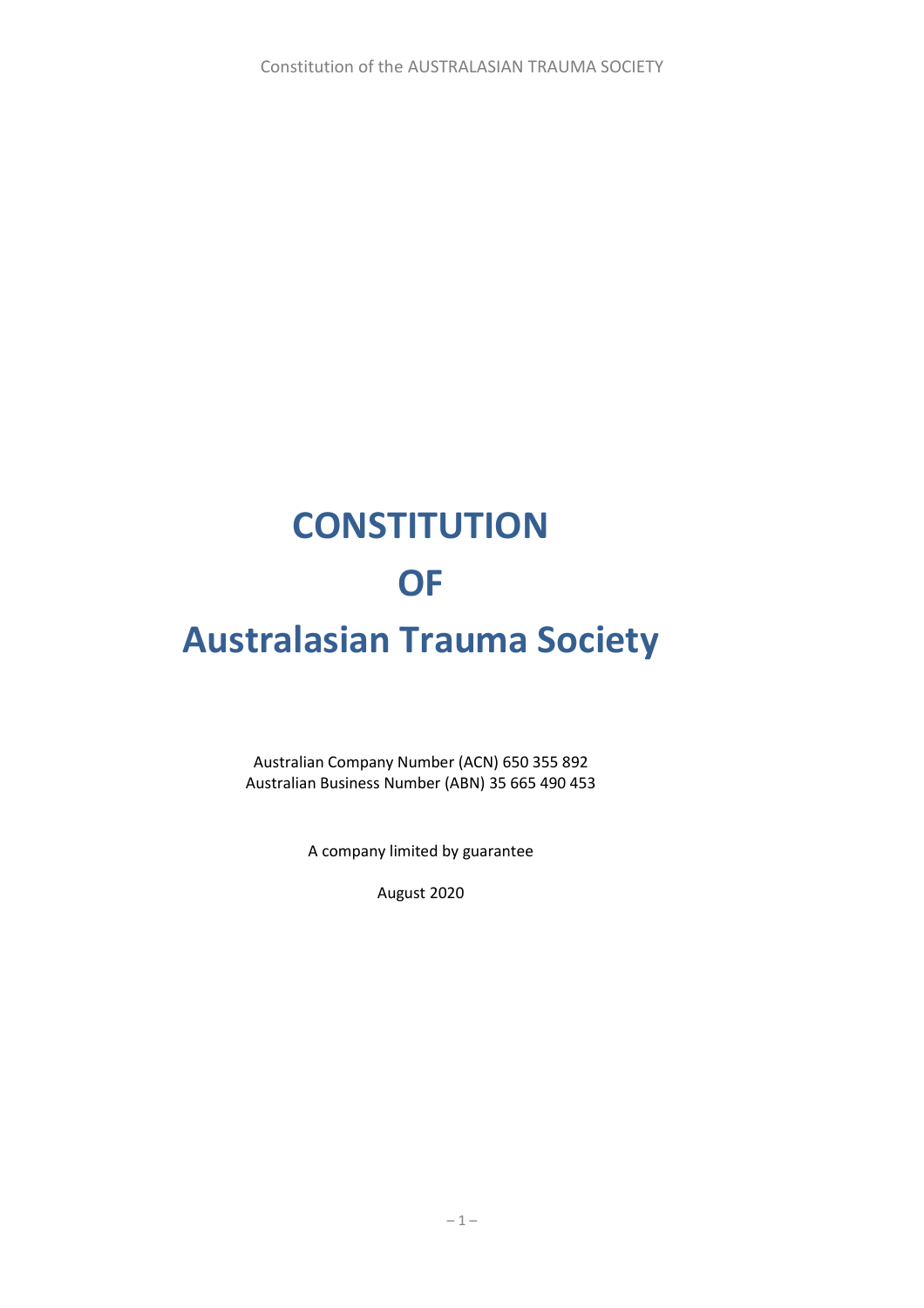# CONSTITUTION

# OF

# Australasian Trauma Society

Australian Company Number (ACN) 650 355 892
Australian Business Number (ABN) 35 665 490 453

A company limited by guarantee

August 2020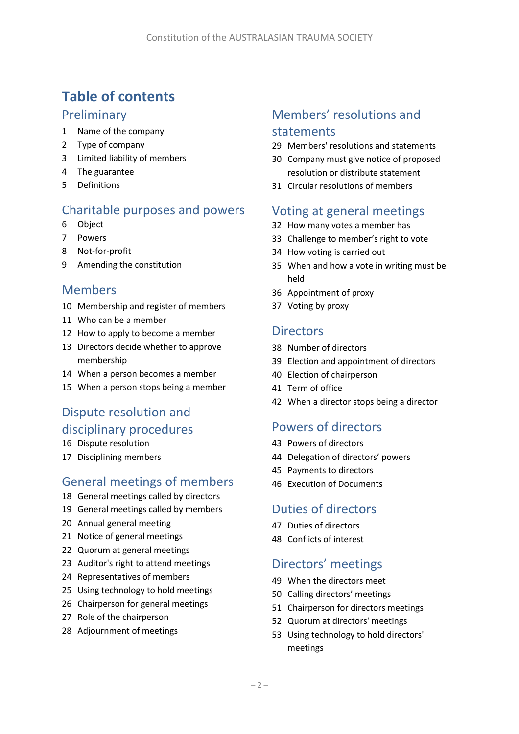# Table of contents

## Preliminary

1 Name of the company
2 Type of company
3 Limited liability of members
4 The guarantee
5 Definitions

## Charitable purposes and powers

6 Object
7 Powers
8 Not-for-profit
9 Amending the constitution

## Members

10 Membership and register of members
11 Who can be a member
12 How to apply to become a member
13 Directors decide whether to approve membership
14 When a person becomes a member
15 When a person stops being a member

## Dispute resolution and disciplinary procedures

16 Dispute resolution
17 Disciplining members

## General meetings of members

18 General meetings called by directors
19 General meetings called by members
20 Annual general meeting
21 Notice of general meetings
22 Quorum at general meetings
23 Auditor's right to attend meetings
24 Representatives of members
25 Using technology to hold meetings
26 Chairperson for general meetings
27 Role of the chairperson
28 Adjournment of meetings

## Members' resolutions and statements

29 Members' resolutions and statements
30 Company must give notice of proposed resolution or distribute statement
31 Circular resolutions of members

## Voting at general meetings

32 How many votes a member has
33 Challenge to member's right to vote
34 How voting is carried out
35 When and how a vote in writing must be held
36 Appointment of proxy
37 Voting by proxy

## Directors

38 Number of directors
39 Election and appointment of directors
40 Election of chairperson
41 Term of office
42 When a director stops being a director

## Powers of directors

43 Powers of directors
44 Delegation of directors' powers
45 Payments to directors
46 Execution of Documents

## Duties of directors

47 Duties of directors
48 Conflicts of interest

## Directors' meetings

49 When the directors meet
50 Calling directors' meetings
51 Chairperson for directors meetings
52 Quorum at directors' meetings
53 Using technology to hold directors' meetings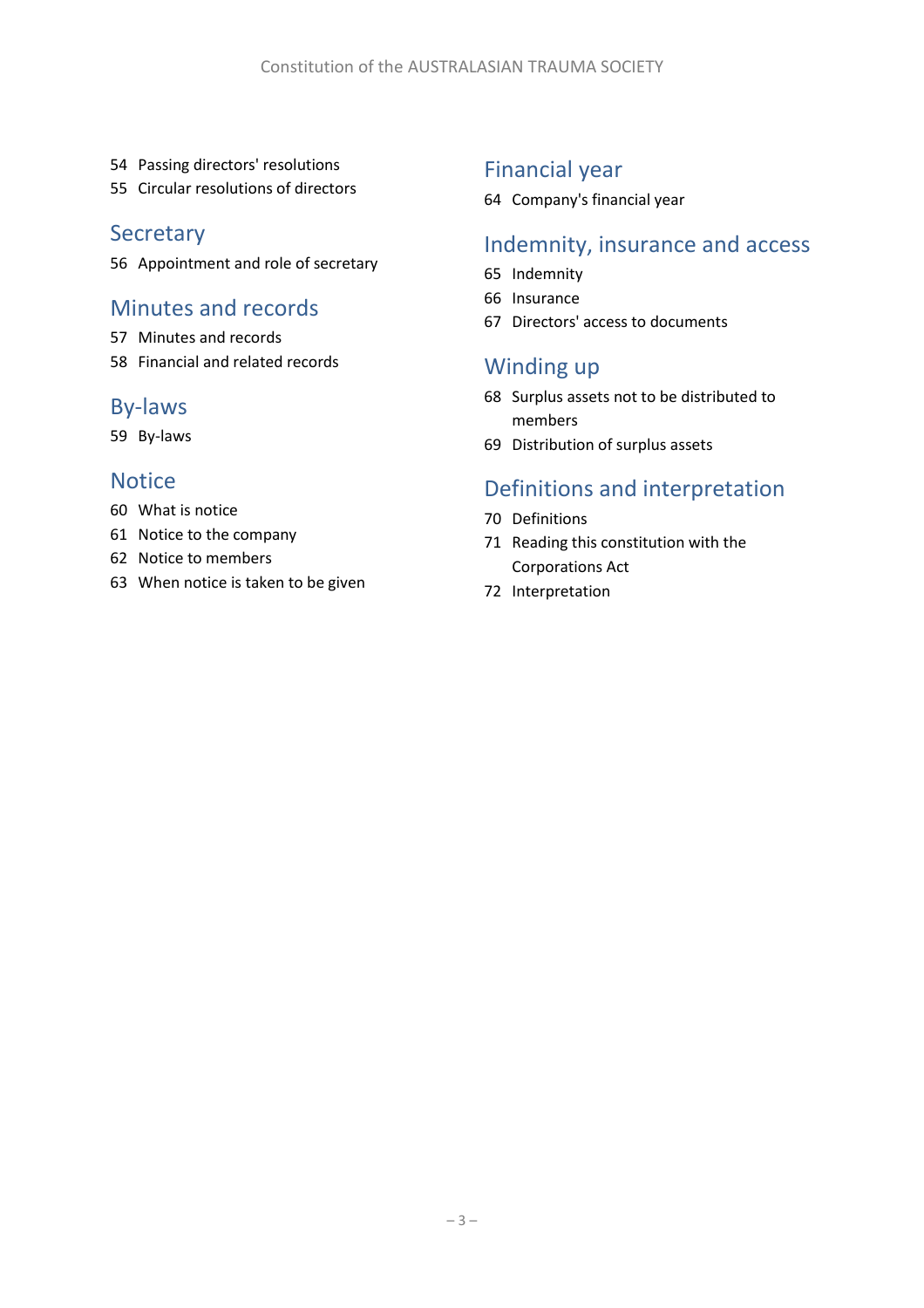54 Passing directors' resolutions
55 Circular resolutions of directors

## Secretary

56 Appointment and role of secretary

## Minutes and records

57 Minutes and records
58 Financial and related records

## By-laws

59 By-laws

## Notice

60 What is notice
61 Notice to the company
62 Notice to members
63 When notice is taken to be given

## Financial year

64 Company's financial year

## Indemnity, insurance and access

65 Indemnity
66 Insurance
67 Directors' access to documents

## Winding up

68 Surplus assets not to be distributed to members
69 Distribution of surplus assets

## Definitions and interpretation

70 Definitions
71 Reading this constitution with the Corporations Act
72 Interpretation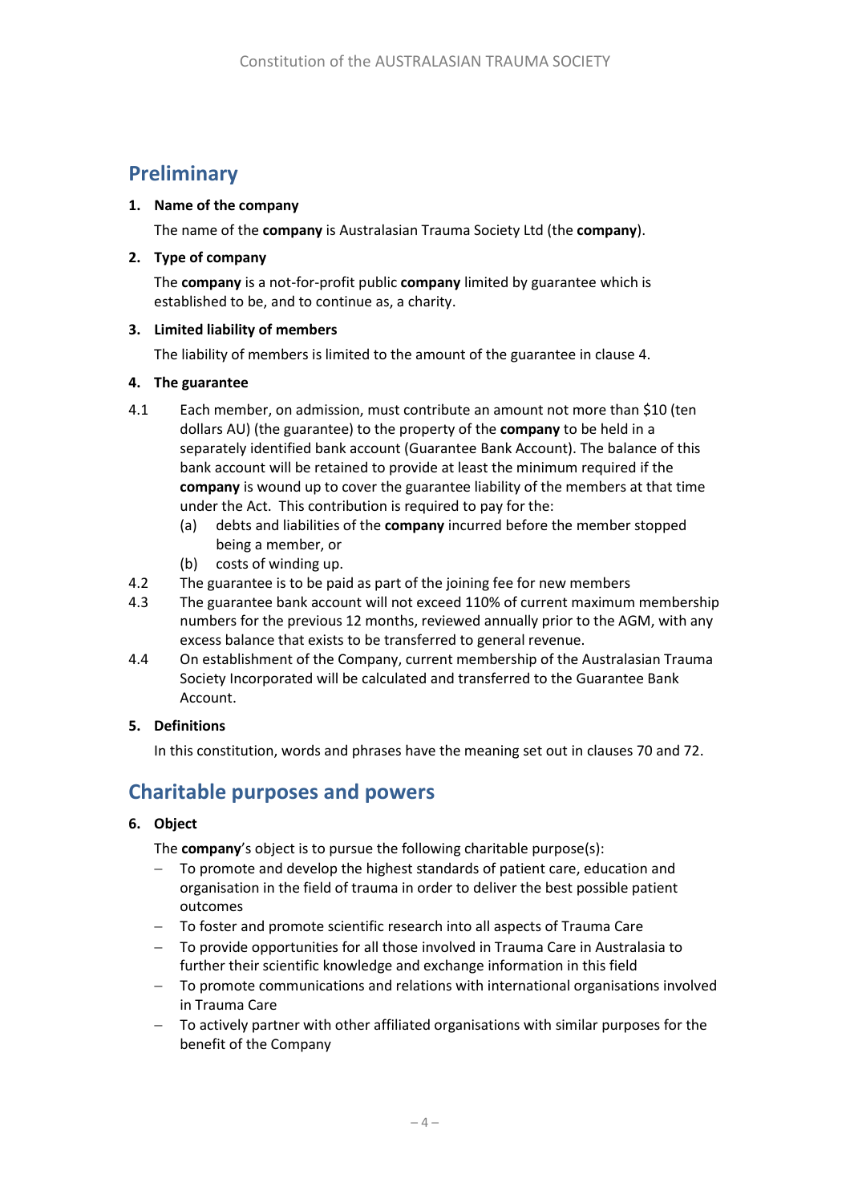## Preliminary

**1. Name of the company**

The name of the **company** is Australasian Trauma Society Ltd (the **company**).

**2. Type of company**

The **company** is a not-for-profit public **company** limited by guarantee which is established to be, and to continue as, a charity.

**3. Limited liability of members**

The liability of members is limited to the amount of the guarantee in clause 4.

**4. The guarantee**

4.1 Each member, on admission, must contribute an amount not more than $10 (ten dollars AU) (the guarantee) to the property of the **company** to be held in a separately identified bank account (Guarantee Bank Account). The balance of this bank account will be retained to provide at least the minimum required if the **company** is wound up to cover the guarantee liability of the members at that time under the Act. This contribution is required to pay for the:

(a) debts and liabilities of the **company** incurred before the member stopped being a member, or

(b) costs of winding up.

4.2 The guarantee is to be paid as part of the joining fee for new members

4.3 The guarantee bank account will not exceed 110% of current maximum membership numbers for the previous 12 months, reviewed annually prior to the AGM, with any excess balance that exists to be transferred to general revenue.

4.4 On establishment of the Company, current membership of the Australasian Trauma Society Incorporated will be calculated and transferred to the Guarantee Bank Account.

**5. Definitions**

In this constitution, words and phrases have the meaning set out in clauses 70 and 72.

## Charitable purposes and powers

**6. Object**

The **company**'s object is to pursue the following charitable purpose(s):

- To promote and develop the highest standards of patient care, education and organisation in the field of trauma in order to deliver the best possible patient outcomes
- To foster and promote scientific research into all aspects of Trauma Care
- To provide opportunities for all those involved in Trauma Care in Australasia to further their scientific knowledge and exchange information in this field
- To promote communications and relations with international organisations involved in Trauma Care
- To actively partner with other affiliated organisations with similar purposes for the benefit of the Company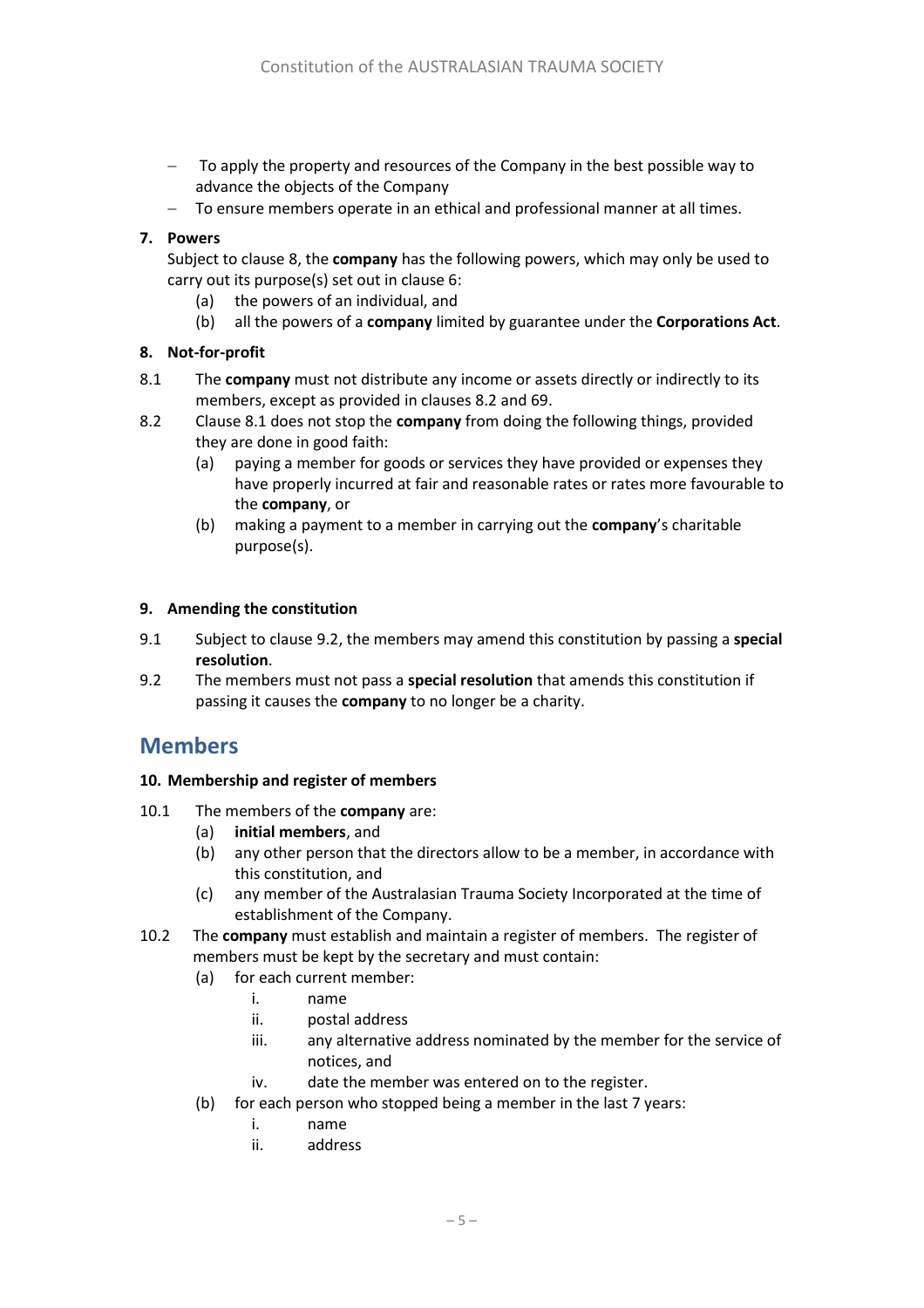- To apply the property and resources of the Company in the best possible way to advance the objects of the Company
- To ensure members operate in an ethical and professional manner at all times.

**7. Powers**

Subject to clause 8, the **company** has the following powers, which may only be used to carry out its purpose(s) set out in clause 6:

(a) the powers of an individual, and

(b) all the powers of a **company** limited by guarantee under the **Corporations Act**.

**8. Not-for-profit**

8.1 The **company** must not distribute any income or assets directly or indirectly to its members, except as provided in clauses 8.2 and 69.

8.2 Clause 8.1 does not stop the **company** from doing the following things, provided they are done in good faith:

(a) paying a member for goods or services they have provided or expenses they have properly incurred at fair and reasonable rates or rates more favourable to the **company**, or

(b) making a payment to a member in carrying out the **company**'s charitable purpose(s).

**9. Amending the constitution**

9.1 Subject to clause 9.2, the members may amend this constitution by passing a **special resolution**.

9.2 The members must not pass a **special resolution** that amends this constitution if passing it causes the **company** to no longer be a charity.

## Members

**10. Membership and register of members**

10.1 The members of the **company** are:

(a) **initial members**, and

(b) any other person that the directors allow to be a member, in accordance with this constitution, and

(c) any member of the Australasian Trauma Society Incorporated at the time of establishment of the Company.

10.2 The **company** must establish and maintain a register of members. The register of members must be kept by the secretary and must contain:

(a) for each current member:

i. name

ii. postal address

iii. any alternative address nominated by the member for the service of notices, and

iv. date the member was entered on to the register.

(b) for each person who stopped being a member in the last 7 years:

i. name

ii. address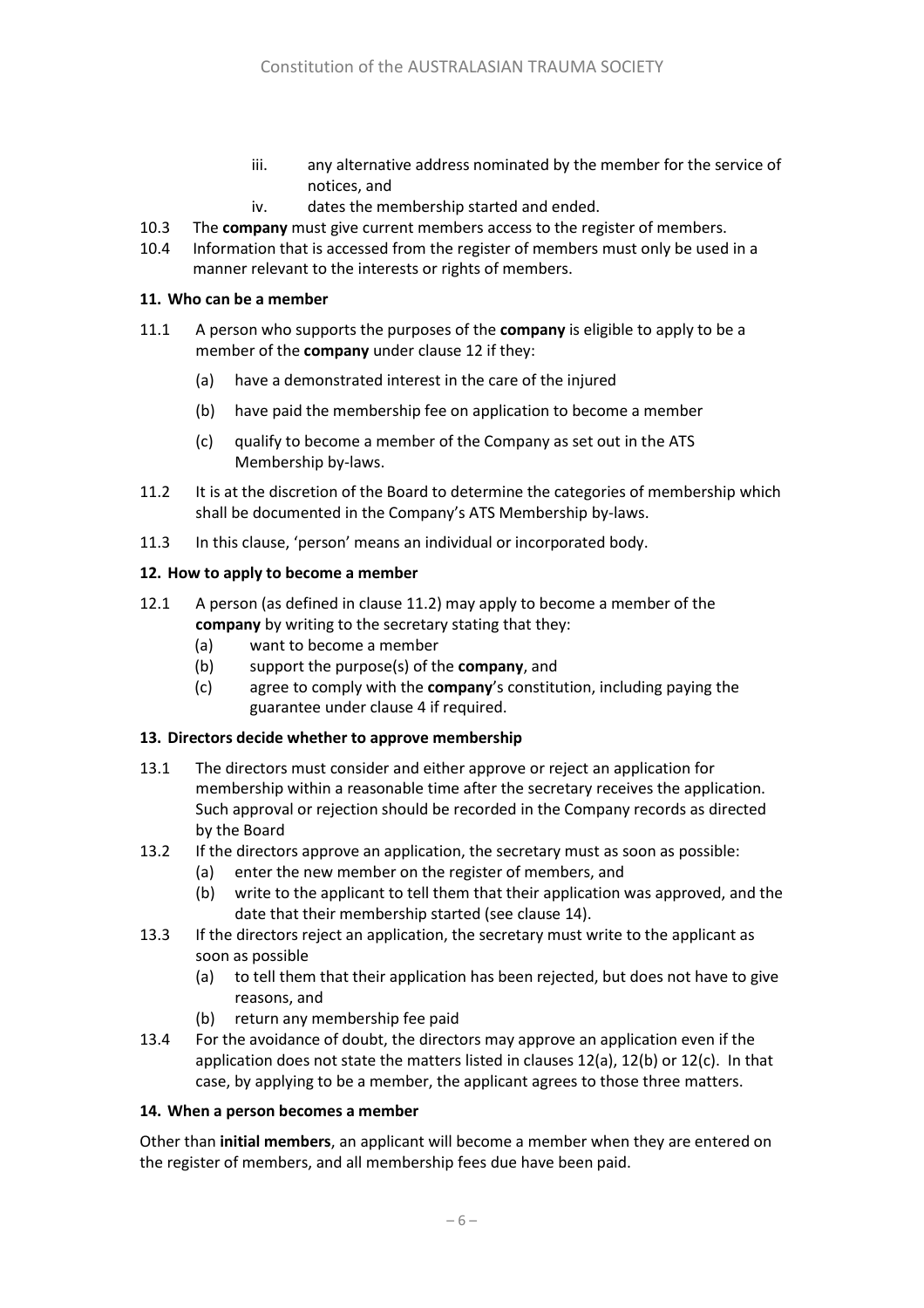iii. any alternative address nominated by the member for the service of notices, and

iv. dates the membership started and ended.

10.3 The **company** must give current members access to the register of members.

10.4 Information that is accessed from the register of members must only be used in a manner relevant to the interests or rights of members.

**11. Who can be a member**

11.1 A person who supports the purposes of the **company** is eligible to apply to be a member of the **company** under clause 12 if they:

(a) have a demonstrated interest in the care of the injured

(b) have paid the membership fee on application to become a member

(c) qualify to become a member of the Company as set out in the ATS Membership by-laws.

11.2 It is at the discretion of the Board to determine the categories of membership which shall be documented in the Company's ATS Membership by-laws.

11.3 In this clause, 'person' means an individual or incorporated body.

**12. How to apply to become a member**

12.1 A person (as defined in clause 11.2) may apply to become a member of the **company** by writing to the secretary stating that they:

(a) want to become a member

(b) support the purpose(s) of the **company**, and

(c) agree to comply with the **company**'s constitution, including paying the guarantee under clause 4 if required.

**13. Directors decide whether to approve membership**

13.1 The directors must consider and either approve or reject an application for membership within a reasonable time after the secretary receives the application. Such approval or rejection should be recorded in the Company records as directed by the Board

13.2 If the directors approve an application, the secretary must as soon as possible:

(a) enter the new member on the register of members, and

(b) write to the applicant to tell them that their application was approved, and the date that their membership started (see clause 14).

13.3 If the directors reject an application, the secretary must write to the applicant as soon as possible

(a) to tell them that their application has been rejected, but does not have to give reasons, and

(b) return any membership fee paid

13.4 For the avoidance of doubt, the directors may approve an application even if the application does not state the matters listed in clauses 12(a), 12(b) or 12(c). In that case, by applying to be a member, the applicant agrees to those three matters.

**14. When a person becomes a member**

Other than **initial members**, an applicant will become a member when they are entered on the register of members, and all membership fees due have been paid.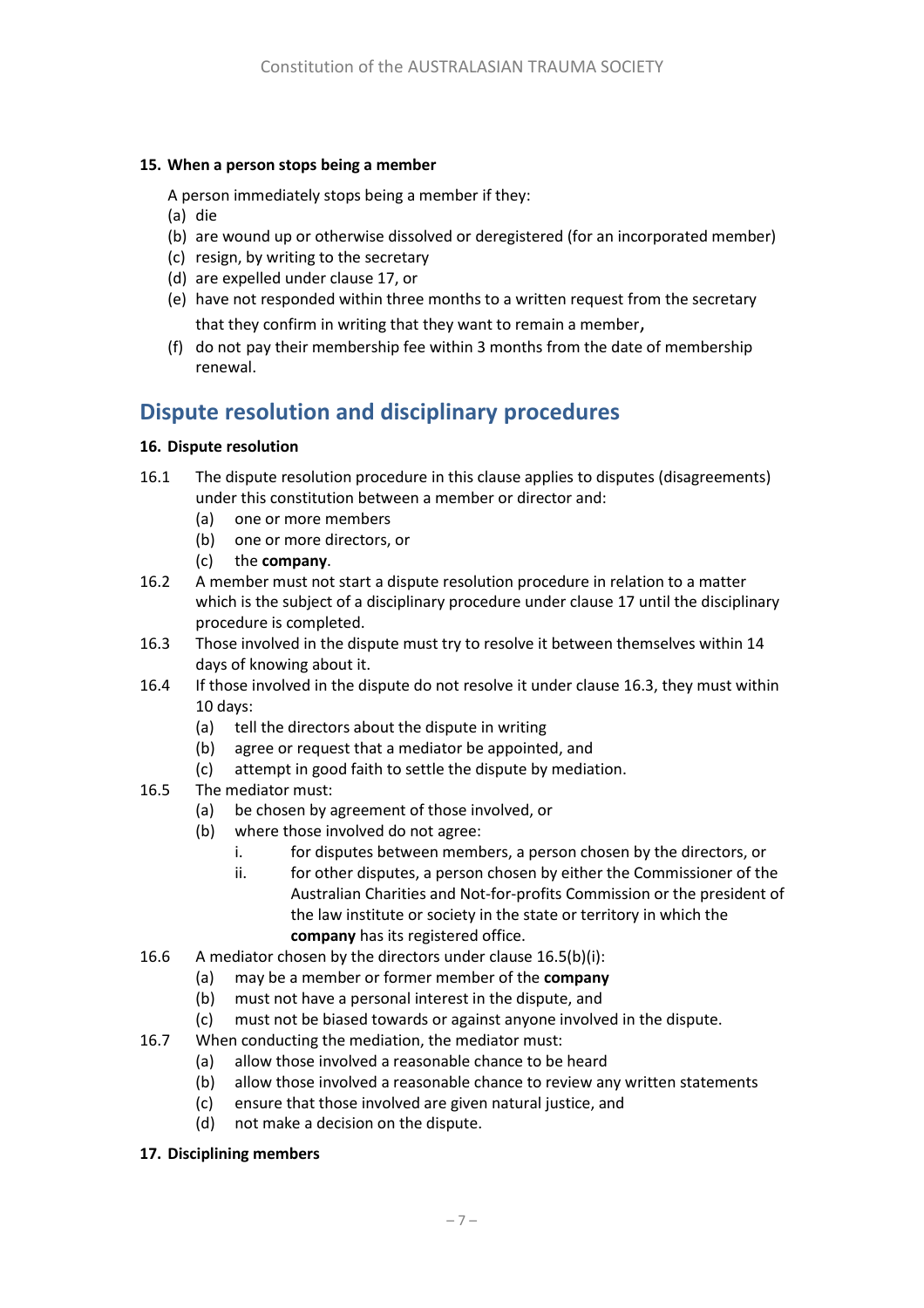**15. When a person stops being a member**

A person immediately stops being a member if they:

(a) die
(b) are wound up or otherwise dissolved or deregistered (for an incorporated member)
(c) resign, by writing to the secretary
(d) are expelled under clause 17, or
(e) have not responded within three months to a written request from the secretary that they confirm in writing that they want to remain a member,
(f) do not pay their membership fee within 3 months from the date of membership renewal.

## Dispute resolution and disciplinary procedures

**16. Dispute resolution**

16.1 The dispute resolution procedure in this clause applies to disputes (disagreements) under this constitution between a member or director and:
  (a) one or more members
  (b) one or more directors, or
  (c) the **company**.

16.2 A member must not start a dispute resolution procedure in relation to a matter which is the subject of a disciplinary procedure under clause 17 until the disciplinary procedure is completed.

16.3 Those involved in the dispute must try to resolve it between themselves within 14 days of knowing about it.

16.4 If those involved in the dispute do not resolve it under clause 16.3, they must within 10 days:
  (a) tell the directors about the dispute in writing
  (b) agree or request that a mediator be appointed, and
  (c) attempt in good faith to settle the dispute by mediation.

16.5 The mediator must:
  (a) be chosen by agreement of those involved, or
  (b) where those involved do not agree:
    i. for disputes between members, a person chosen by the directors, or
    ii. for other disputes, a person chosen by either the Commissioner of the Australian Charities and Not-for-profits Commission or the president of the law institute or society in the state or territory in which the **company** has its registered office.

16.6 A mediator chosen by the directors under clause 16.5(b)(i):
  (a) may be a member or former member of the **company**
  (b) must not have a personal interest in the dispute, and
  (c) must not be biased towards or against anyone involved in the dispute.

16.7 When conducting the mediation, the mediator must:
  (a) allow those involved a reasonable chance to be heard
  (b) allow those involved a reasonable chance to review any written statements
  (c) ensure that those involved are given natural justice, and
  (d) not make a decision on the dispute.

**17. Disciplining members**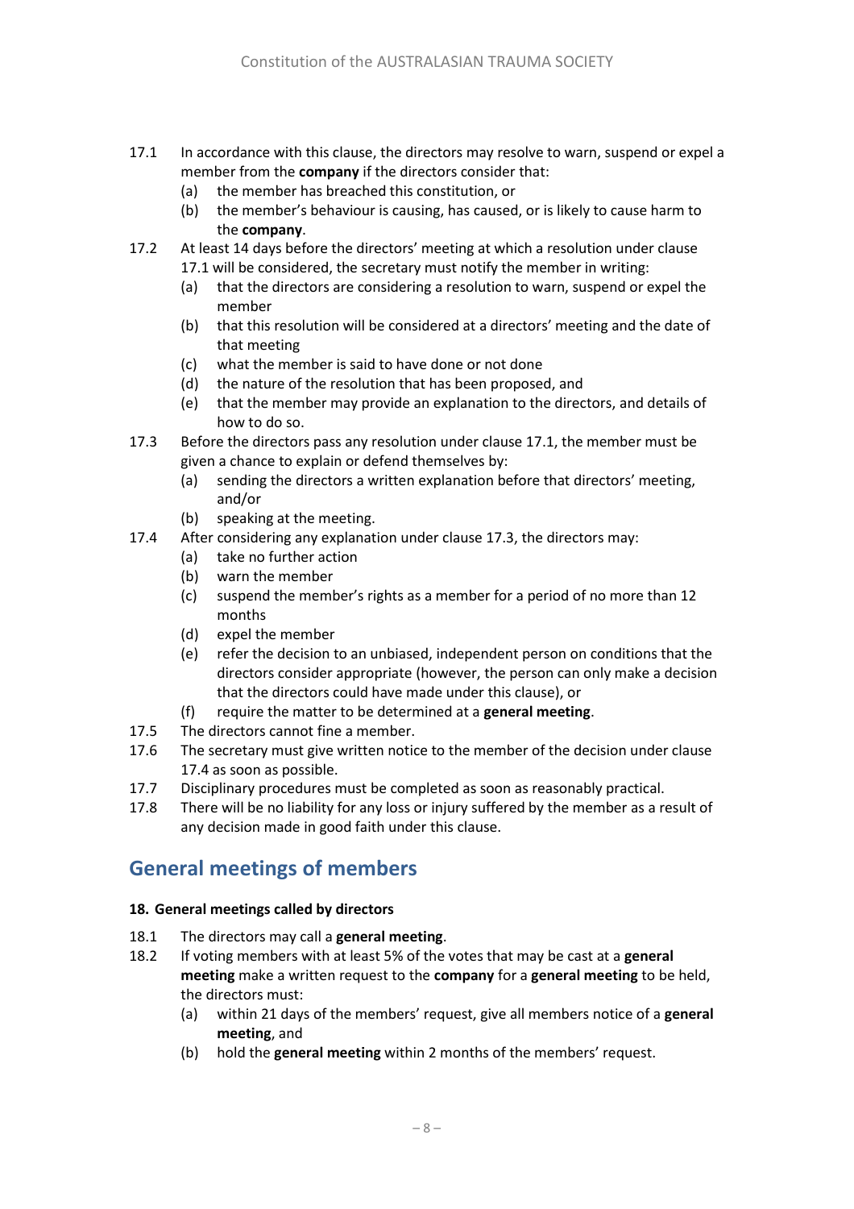17.1 In accordance with this clause, the directors may resolve to warn, suspend or expel a member from the **company** if the directors consider that:

   (a) the member has breached this constitution, or

   (b) the member's behaviour is causing, has caused, or is likely to cause harm to the **company**.

17.2 At least 14 days before the directors' meeting at which a resolution under clause 17.1 will be considered, the secretary must notify the member in writing:

   (a) that the directors are considering a resolution to warn, suspend or expel the member

   (b) that this resolution will be considered at a directors' meeting and the date of that meeting

   (c) what the member is said to have done or not done

   (d) the nature of the resolution that has been proposed, and

   (e) that the member may provide an explanation to the directors, and details of how to do so.

17.3 Before the directors pass any resolution under clause 17.1, the member must be given a chance to explain or defend themselves by:

   (a) sending the directors a written explanation before that directors' meeting, and/or

   (b) speaking at the meeting.

17.4 After considering any explanation under clause 17.3, the directors may:

   (a) take no further action

   (b) warn the member

   (c) suspend the member's rights as a member for a period of no more than 12 months

   (d) expel the member

   (e) refer the decision to an unbiased, independent person on conditions that the directors consider appropriate (however, the person can only make a decision that the directors could have made under this clause), or

   (f) require the matter to be determined at a **general meeting**.

17.5 The directors cannot fine a member.

17.6 The secretary must give written notice to the member of the decision under clause 17.4 as soon as possible.

17.7 Disciplinary procedures must be completed as soon as reasonably practical.

17.8 There will be no liability for any loss or injury suffered by the member as a result of any decision made in good faith under this clause.

## General meetings of members

### 18. General meetings called by directors

18.1 The directors may call a **general meeting**.

18.2 If voting members with at least 5% of the votes that may be cast at a **general meeting** make a written request to the **company** for a **general meeting** to be held, the directors must:

   (a) within 21 days of the members' request, give all members notice of a **general meeting**, and

   (b) hold the **general meeting** within 2 months of the members' request.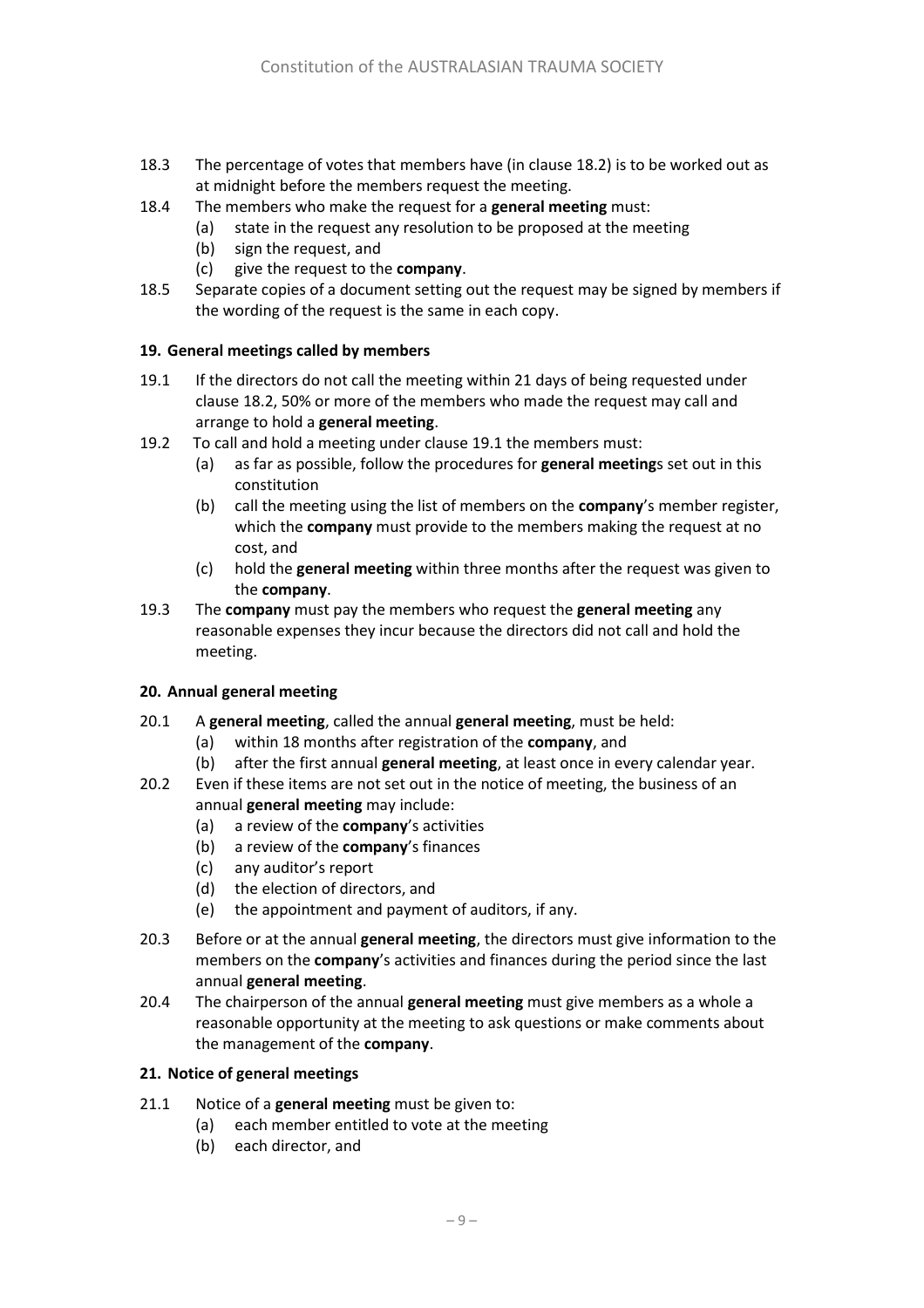18.3 The percentage of votes that members have (in clause 18.2) is to be worked out as at midnight before the members request the meeting.

18.4 The members who make the request for a **general meeting** must:

- (a) state in the request any resolution to be proposed at the meeting
- (b) sign the request, and
- (c) give the request to the **company**.

18.5 Separate copies of a document setting out the request may be signed by members if the wording of the request is the same in each copy.

### 19. General meetings called by members

19.1 If the directors do not call the meeting within 21 days of being requested under clause 18.2, 50% or more of the members who made the request may call and arrange to hold a **general meeting**.

19.2 To call and hold a meeting under clause 19.1 the members must:

- (a) as far as possible, follow the procedures for **general meeting**s set out in this constitution
- (b) call the meeting using the list of members on the **company**'s member register, which the **company** must provide to the members making the request at no cost, and
- (c) hold the **general meeting** within three months after the request was given to the **company**.

19.3 The **company** must pay the members who request the **general meeting** any reasonable expenses they incur because the directors did not call and hold the meeting.

### 20. Annual general meeting

20.1 A **general meeting**, called the annual **general meeting**, must be held:

- (a) within 18 months after registration of the **company**, and
- (b) after the first annual **general meeting**, at least once in every calendar year.

20.2 Even if these items are not set out in the notice of meeting, the business of an annual **general meeting** may include:

- (a) a review of the **company**'s activities
- (b) a review of the **company**'s finances
- (c) any auditor's report
- (d) the election of directors, and
- (e) the appointment and payment of auditors, if any.

20.3 Before or at the annual **general meeting**, the directors must give information to the members on the **company**'s activities and finances during the period since the last annual **general meeting**.

20.4 The chairperson of the annual **general meeting** must give members as a whole a reasonable opportunity at the meeting to ask questions or make comments about the management of the **company**.

### 21. Notice of general meetings

21.1 Notice of a **general meeting** must be given to:

- (a) each member entitled to vote at the meeting
- (b) each director, and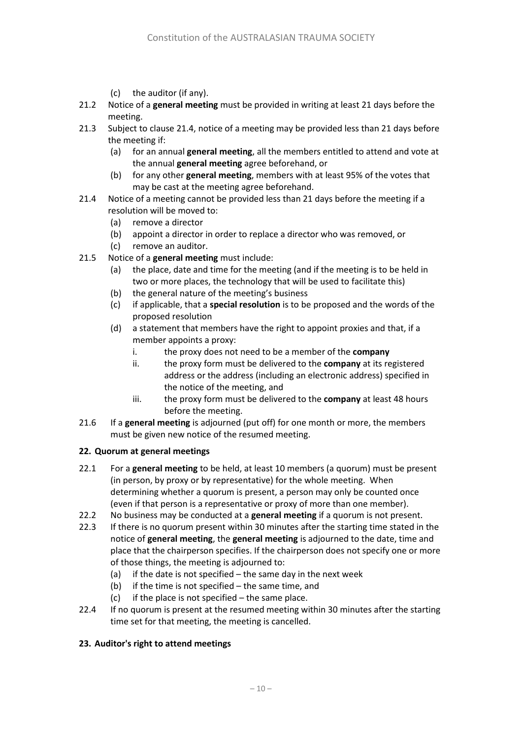(c) the auditor (if any).

21.2 Notice of a **general meeting** must be provided in writing at least 21 days before the meeting.

21.3 Subject to clause 21.4, notice of a meeting may be provided less than 21 days before the meeting if:

(a) for an annual **general meeting**, all the members entitled to attend and vote at the annual **general meeting** agree beforehand, or

(b) for any other **general meeting**, members with at least 95% of the votes that may be cast at the meeting agree beforehand.

21.4 Notice of a meeting cannot be provided less than 21 days before the meeting if a resolution will be moved to:

(a) remove a director

(b) appoint a director in order to replace a director who was removed, or

(c) remove an auditor.

21.5 Notice of a **general meeting** must include:

(a) the place, date and time for the meeting (and if the meeting is to be held in two or more places, the technology that will be used to facilitate this)

(b) the general nature of the meeting's business

(c) if applicable, that a **special resolution** is to be proposed and the words of the proposed resolution

(d) a statement that members have the right to appoint proxies and that, if a member appoints a proxy:

i. the proxy does not need to be a member of the **company**

ii. the proxy form must be delivered to the **company** at its registered address or the address (including an electronic address) specified in the notice of the meeting, and

iii. the proxy form must be delivered to the **company** at least 48 hours before the meeting.

21.6 If a **general meeting** is adjourned (put off) for one month or more, the members must be given new notice of the resumed meeting.

### 22. Quorum at general meetings

22.1 For a **general meeting** to be held, at least 10 members (a quorum) must be present (in person, by proxy or by representative) for the whole meeting. When determining whether a quorum is present, a person may only be counted once (even if that person is a representative or proxy of more than one member).

22.2 No business may be conducted at a **general meeting** if a quorum is not present.

22.3 If there is no quorum present within 30 minutes after the starting time stated in the notice of **general meeting**, the **general meeting** is adjourned to the date, time and place that the chairperson specifies. If the chairperson does not specify one or more of those things, the meeting is adjourned to:

(a) if the date is not specified – the same day in the next week

(b) if the time is not specified – the same time, and

(c) if the place is not specified – the same place.

22.4 If no quorum is present at the resumed meeting within 30 minutes after the starting time set for that meeting, the meeting is cancelled.

### 23. Auditor's right to attend meetings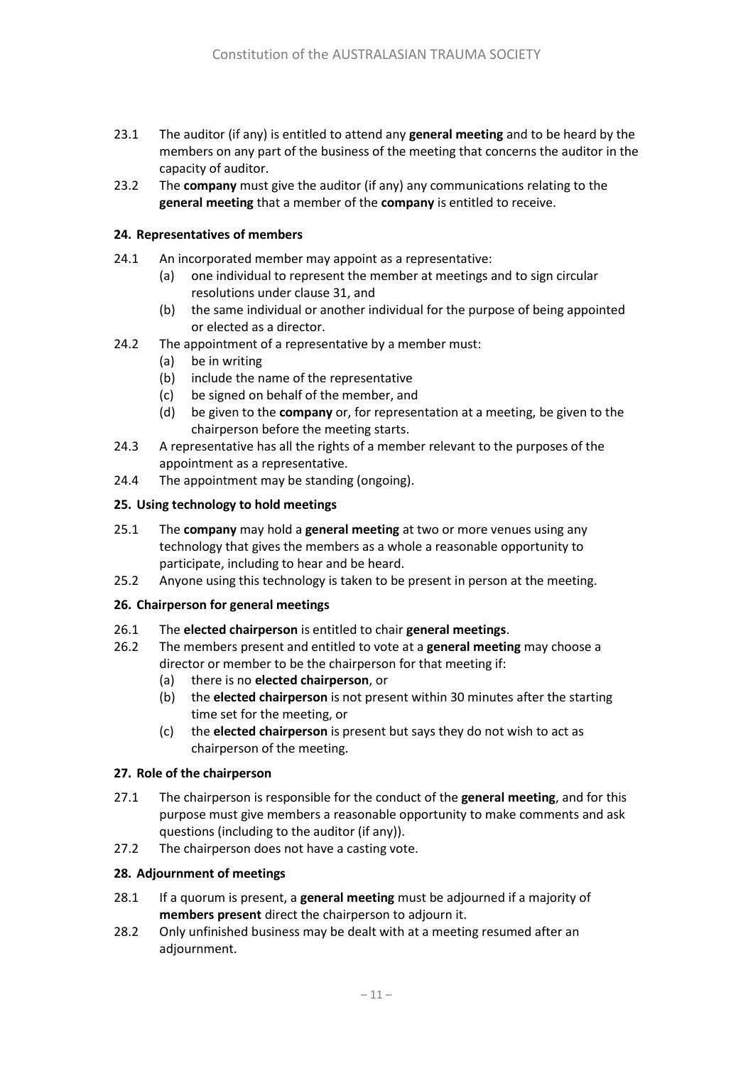23.1 The auditor (if any) is entitled to attend any **general meeting** and to be heard by the members on any part of the business of the meeting that concerns the auditor in the capacity of auditor.

23.2 The **company** must give the auditor (if any) any communications relating to the **general meeting** that a member of the **company** is entitled to receive.

### 24. Representatives of members

24.1 An incorporated member may appoint as a representative:
- (a) one individual to represent the member at meetings and to sign circular resolutions under clause 31, and
- (b) the same individual or another individual for the purpose of being appointed or elected as a director.

24.2 The appointment of a representative by a member must:
- (a) be in writing
- (b) include the name of the representative
- (c) be signed on behalf of the member, and
- (d) be given to the **company** or, for representation at a meeting, be given to the chairperson before the meeting starts.

24.3 A representative has all the rights of a member relevant to the purposes of the appointment as a representative.

24.4 The appointment may be standing (ongoing).

### 25. Using technology to hold meetings

25.1 The **company** may hold a **general meeting** at two or more venues using any technology that gives the members as a whole a reasonable opportunity to participate, including to hear and be heard.

25.2 Anyone using this technology is taken to be present in person at the meeting.

### 26. Chairperson for general meetings

26.1 The **elected chairperson** is entitled to chair **general meetings**.

26.2 The members present and entitled to vote at a **general meeting** may choose a director or member to be the chairperson for that meeting if:
- (a) there is no **elected chairperson**, or
- (b) the **elected chairperson** is not present within 30 minutes after the starting time set for the meeting, or
- (c) the **elected chairperson** is present but says they do not wish to act as chairperson of the meeting.

### 27. Role of the chairperson

27.1 The chairperson is responsible for the conduct of the **general meeting**, and for this purpose must give members a reasonable opportunity to make comments and ask questions (including to the auditor (if any)).

27.2 The chairperson does not have a casting vote.

### 28. Adjournment of meetings

28.1 If a quorum is present, a **general meeting** must be adjourned if a majority of **members present** direct the chairperson to adjourn it.

28.2 Only unfinished business may be dealt with at a meeting resumed after an adjournment.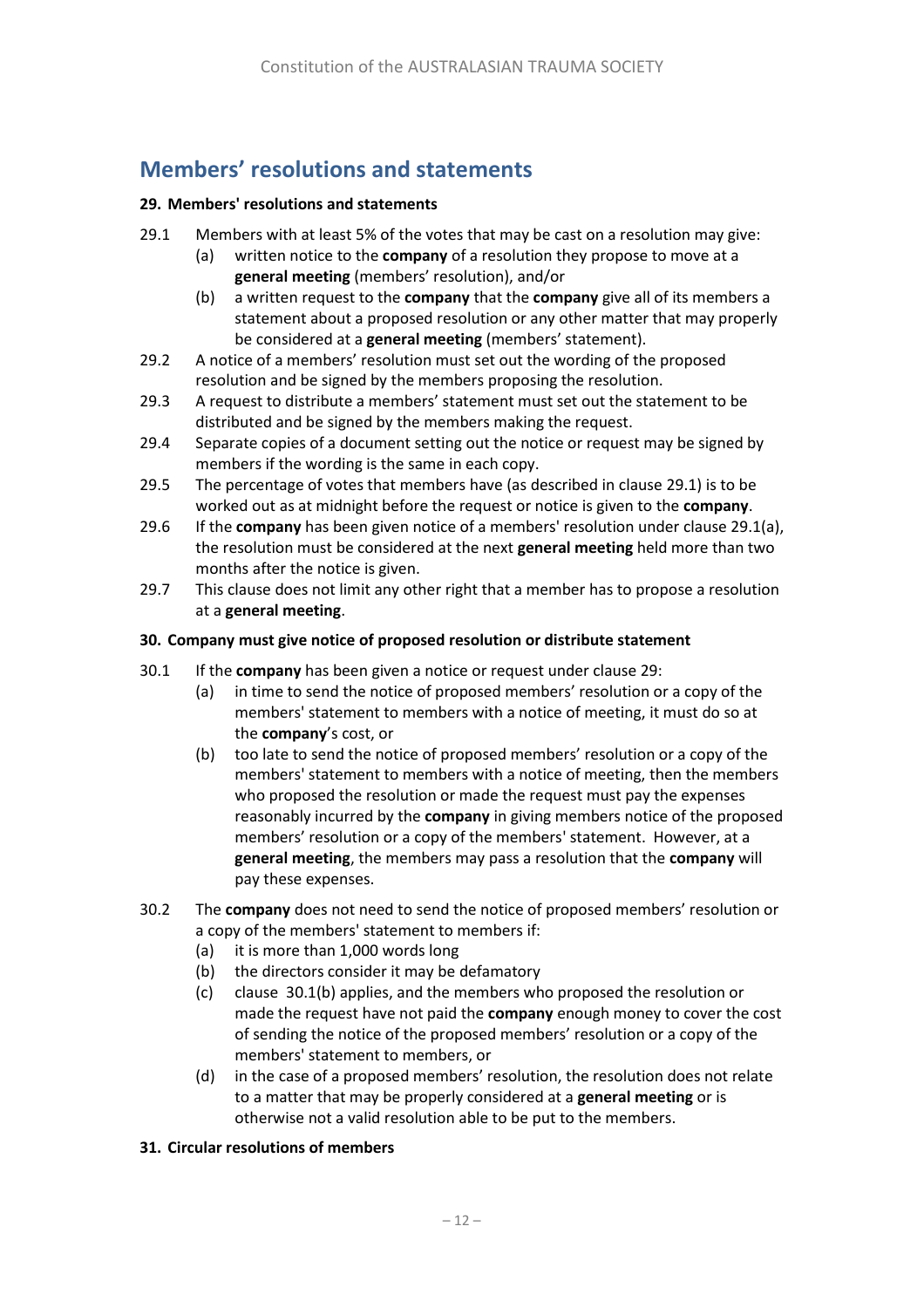## Members' resolutions and statements

### 29. Members' resolutions and statements

29.1 Members with at least 5% of the votes that may be cast on a resolution may give:

(a) written notice to the **company** of a resolution they propose to move at a **general meeting** (members' resolution), and/or

(b) a written request to the **company** that the **company** give all of its members a statement about a proposed resolution or any other matter that may properly be considered at a **general meeting** (members' statement).

29.2 A notice of a members' resolution must set out the wording of the proposed resolution and be signed by the members proposing the resolution.

29.3 A request to distribute a members' statement must set out the statement to be distributed and be signed by the members making the request.

29.4 Separate copies of a document setting out the notice or request may be signed by members if the wording is the same in each copy.

29.5 The percentage of votes that members have (as described in clause 29.1) is to be worked out as at midnight before the request or notice is given to the **company**.

29.6 If the **company** has been given notice of a members' resolution under clause 29.1(a), the resolution must be considered at the next **general meeting** held more than two months after the notice is given.

29.7 This clause does not limit any other right that a member has to propose a resolution at a **general meeting**.

### 30. Company must give notice of proposed resolution or distribute statement

30.1 If the **company** has been given a notice or request under clause 29:

(a) in time to send the notice of proposed members' resolution or a copy of the members' statement to members with a notice of meeting, it must do so at the **company**'s cost, or

(b) too late to send the notice of proposed members' resolution or a copy of the members' statement to members with a notice of meeting, then the members who proposed the resolution or made the request must pay the expenses reasonably incurred by the **company** in giving members notice of the proposed members' resolution or a copy of the members' statement. However, at a **general meeting**, the members may pass a resolution that the **company** will pay these expenses.

30.2 The **company** does not need to send the notice of proposed members' resolution or a copy of the members' statement to members if:

(a) it is more than 1,000 words long

(b) the directors consider it may be defamatory

(c) clause 30.1(b) applies, and the members who proposed the resolution or made the request have not paid the **company** enough money to cover the cost of sending the notice of the proposed members' resolution or a copy of the members' statement to members, or

(d) in the case of a proposed members' resolution, the resolution does not relate to a matter that may be properly considered at a **general meeting** or is otherwise not a valid resolution able to be put to the members.

### 31. Circular resolutions of members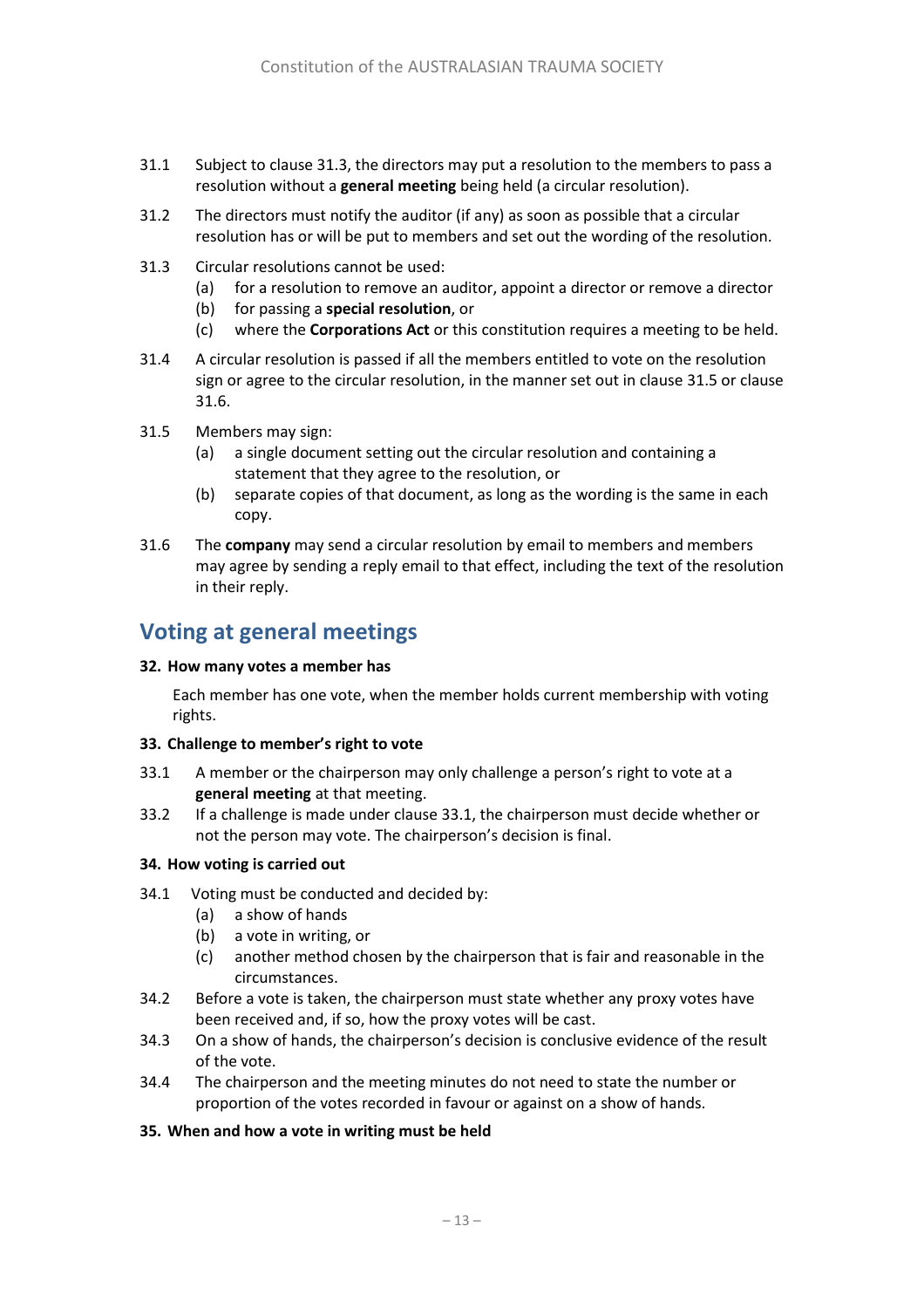31.1 Subject to clause 31.3, the directors may put a resolution to the members to pass a resolution without a **general meeting** being held (a circular resolution).

31.2 The directors must notify the auditor (if any) as soon as possible that a circular resolution has or will be put to members and set out the wording of the resolution.

31.3 Circular resolutions cannot be used:

- (a) for a resolution to remove an auditor, appoint a director or remove a director
- (b) for passing a **special resolution**, or
- (c) where the **Corporations Act** or this constitution requires a meeting to be held.

31.4 A circular resolution is passed if all the members entitled to vote on the resolution sign or agree to the circular resolution, in the manner set out in clause 31.5 or clause 31.6.

31.5 Members may sign:

- (a) a single document setting out the circular resolution and containing a statement that they agree to the resolution, or
- (b) separate copies of that document, as long as the wording is the same in each copy.

31.6 The **company** may send a circular resolution by email to members and members may agree by sending a reply email to that effect, including the text of the resolution in their reply.

## Voting at general meetings

### 32. How many votes a member has

Each member has one vote, when the member holds current membership with voting rights.

### 33. Challenge to member's right to vote

33.1 A member or the chairperson may only challenge a person's right to vote at a **general meeting** at that meeting.

33.2 If a challenge is made under clause 33.1, the chairperson must decide whether or not the person may vote. The chairperson's decision is final.

### 34. How voting is carried out

34.1 Voting must be conducted and decided by:

- (a) a show of hands
- (b) a vote in writing, or
- (c) another method chosen by the chairperson that is fair and reasonable in the circumstances.

34.2 Before a vote is taken, the chairperson must state whether any proxy votes have been received and, if so, how the proxy votes will be cast.

34.3 On a show of hands, the chairperson's decision is conclusive evidence of the result of the vote.

34.4 The chairperson and the meeting minutes do not need to state the number or proportion of the votes recorded in favour or against on a show of hands.

### 35. When and how a vote in writing must be held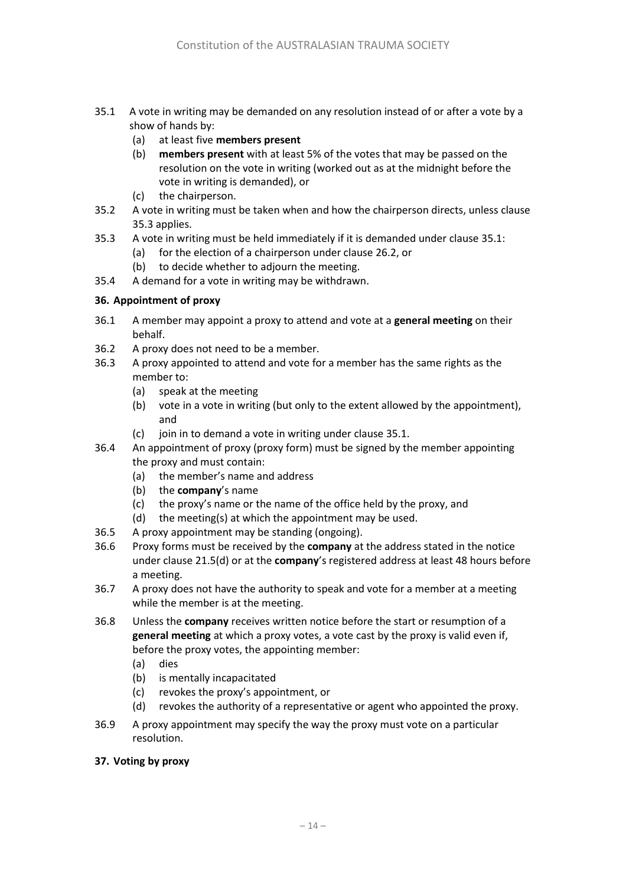35.1 A vote in writing may be demanded on any resolution instead of or after a vote by a show of hands by:

- (a) at least five **members present**
- (b) **members present** with at least 5% of the votes that may be passed on the resolution on the vote in writing (worked out as at the midnight before the vote in writing is demanded), or
- (c) the chairperson.

35.2 A vote in writing must be taken when and how the chairperson directs, unless clause 35.3 applies.

35.3 A vote in writing must be held immediately if it is demanded under clause 35.1:

- (a) for the election of a chairperson under clause 26.2, or
- (b) to decide whether to adjourn the meeting.

35.4 A demand for a vote in writing may be withdrawn.

### 36. Appointment of proxy

36.1 A member may appoint a proxy to attend and vote at a **general meeting** on their behalf.

36.2 A proxy does not need to be a member.

36.3 A proxy appointed to attend and vote for a member has the same rights as the member to:

- (a) speak at the meeting
- (b) vote in a vote in writing (but only to the extent allowed by the appointment), and
- (c) join in to demand a vote in writing under clause 35.1.

36.4 An appointment of proxy (proxy form) must be signed by the member appointing the proxy and must contain:

- (a) the member's name and address
- (b) the **company**'s name
- (c) the proxy's name or the name of the office held by the proxy, and
- (d) the meeting(s) at which the appointment may be used.

36.5 A proxy appointment may be standing (ongoing).

36.6 Proxy forms must be received by the **company** at the address stated in the notice under clause 21.5(d) or at the **company**'s registered address at least 48 hours before a meeting.

36.7 A proxy does not have the authority to speak and vote for a member at a meeting while the member is at the meeting.

36.8 Unless the **company** receives written notice before the start or resumption of a **general meeting** at which a proxy votes, a vote cast by the proxy is valid even if, before the proxy votes, the appointing member:

- (a) dies
- (b) is mentally incapacitated
- (c) revokes the proxy's appointment, or
- (d) revokes the authority of a representative or agent who appointed the proxy.

36.9 A proxy appointment may specify the way the proxy must vote on a particular resolution.

### 37. Voting by proxy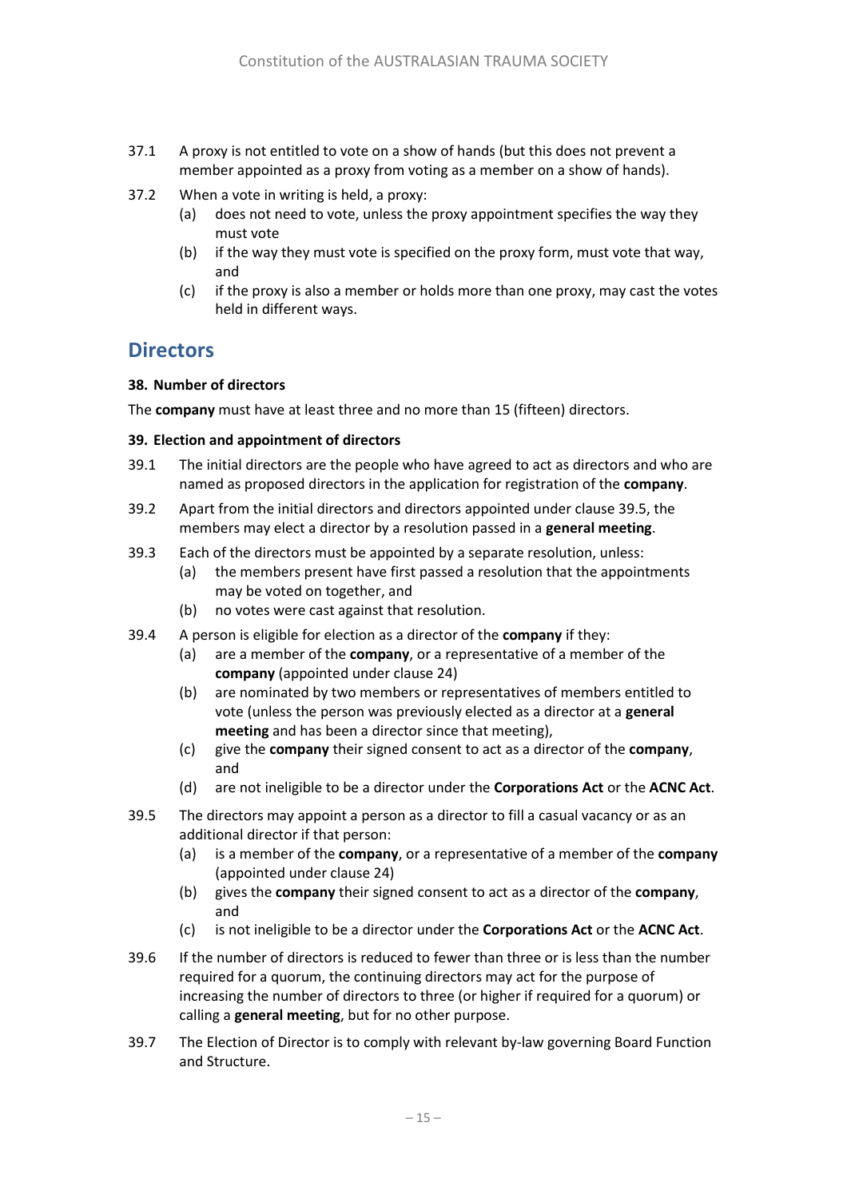37.1 A proxy is not entitled to vote on a show of hands (but this does not prevent a member appointed as a proxy from voting as a member on a show of hands).

37.2 When a vote in writing is held, a proxy:

- (a) does not need to vote, unless the proxy appointment specifies the way they must vote
- (b) if the way they must vote is specified on the proxy form, must vote that way, and
- (c) if the proxy is also a member or holds more than one proxy, may cast the votes held in different ways.

## Directors

### 38. Number of directors

The **company** must have at least three and no more than 15 (fifteen) directors.

### 39. Election and appointment of directors

39.1 The initial directors are the people who have agreed to act as directors and who are named as proposed directors in the application for registration of the **company**.

39.2 Apart from the initial directors and directors appointed under clause 39.5, the members may elect a director by a resolution passed in a **general meeting**.

39.3 Each of the directors must be appointed by a separate resolution, unless:

- (a) the members present have first passed a resolution that the appointments may be voted on together, and
- (b) no votes were cast against that resolution.

39.4 A person is eligible for election as a director of the **company** if they:

- (a) are a member of the **company**, or a representative of a member of the **company** (appointed under clause 24)
- (b) are nominated by two members or representatives of members entitled to vote (unless the person was previously elected as a director at a **general meeting** and has been a director since that meeting),
- (c) give the **company** their signed consent to act as a director of the **company**, and
- (d) are not ineligible to be a director under the **Corporations Act** or the **ACNC Act**.

39.5 The directors may appoint a person as a director to fill a casual vacancy or as an additional director if that person:

- (a) is a member of the **company**, or a representative of a member of the **company** (appointed under clause 24)
- (b) gives the **company** their signed consent to act as a director of the **company**, and
- (c) is not ineligible to be a director under the **Corporations Act** or the **ACNC Act**.

39.6 If the number of directors is reduced to fewer than three or is less than the number required for a quorum, the continuing directors may act for the purpose of increasing the number of directors to three (or higher if required for a quorum) or calling a **general meeting**, but for no other purpose.

39.7 The Election of Director is to comply with relevant by-law governing Board Function and Structure.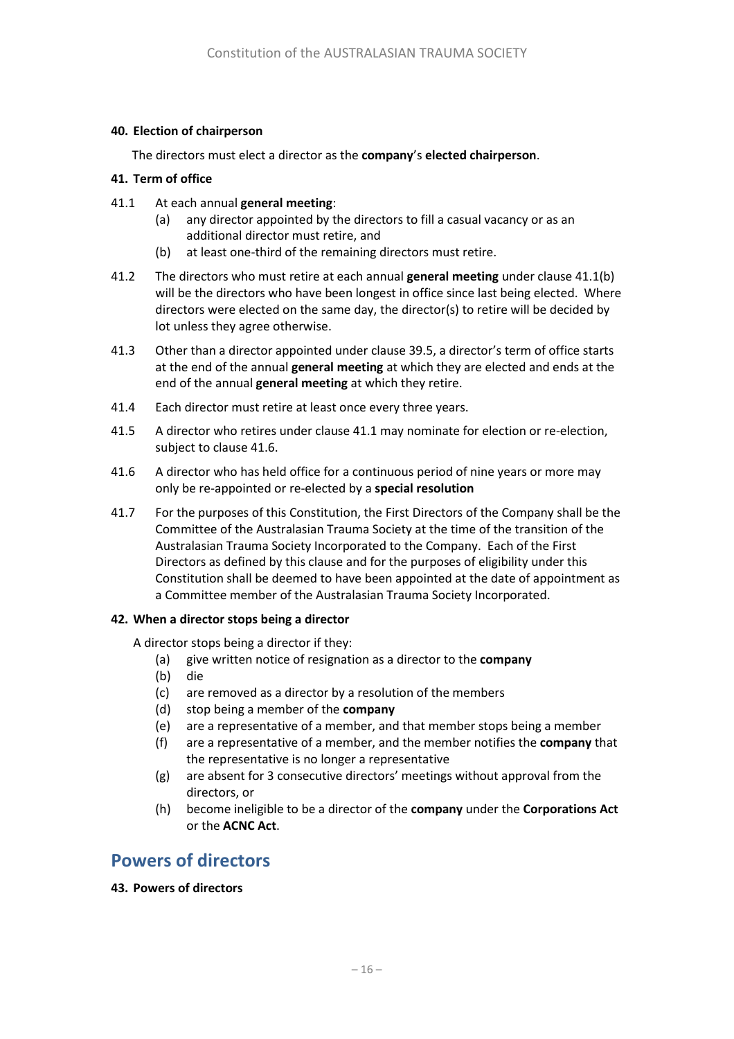**40. Election of chairperson**

The directors must elect a director as the **company**'s **elected chairperson**.

**41. Term of office**

41.1 At each annual **general meeting**:

- (a) any director appointed by the directors to fill a casual vacancy or as an additional director must retire, and
- (b) at least one-third of the remaining directors must retire.

41.2 The directors who must retire at each annual **general meeting** under clause 41.1(b) will be the directors who have been longest in office since last being elected. Where directors were elected on the same day, the director(s) to retire will be decided by lot unless they agree otherwise.

41.3 Other than a director appointed under clause 39.5, a director's term of office starts at the end of the annual **general meeting** at which they are elected and ends at the end of the annual **general meeting** at which they retire.

41.4 Each director must retire at least once every three years.

41.5 A director who retires under clause 41.1 may nominate for election or re-election, subject to clause 41.6.

41.6 A director who has held office for a continuous period of nine years or more may only be re-appointed or re-elected by a **special resolution**

41.7 For the purposes of this Constitution, the First Directors of the Company shall be the Committee of the Australasian Trauma Society at the time of the transition of the Australasian Trauma Society Incorporated to the Company. Each of the First Directors as defined by this clause and for the purposes of eligibility under this Constitution shall be deemed to have been appointed at the date of appointment as a Committee member of the Australasian Trauma Society Incorporated.

**42. When a director stops being a director**

A director stops being a director if they:

- (a) give written notice of resignation as a director to the **company**
- (b) die
- (c) are removed as a director by a resolution of the members
- (d) stop being a member of the **company**
- (e) are a representative of a member, and that member stops being a member
- (f) are a representative of a member, and the member notifies the **company** that the representative is no longer a representative
- (g) are absent for 3 consecutive directors' meetings without approval from the directors, or
- (h) become ineligible to be a director of the **company** under the **Corporations Act** or the **ACNC Act**.

## Powers of directors

**43. Powers of directors**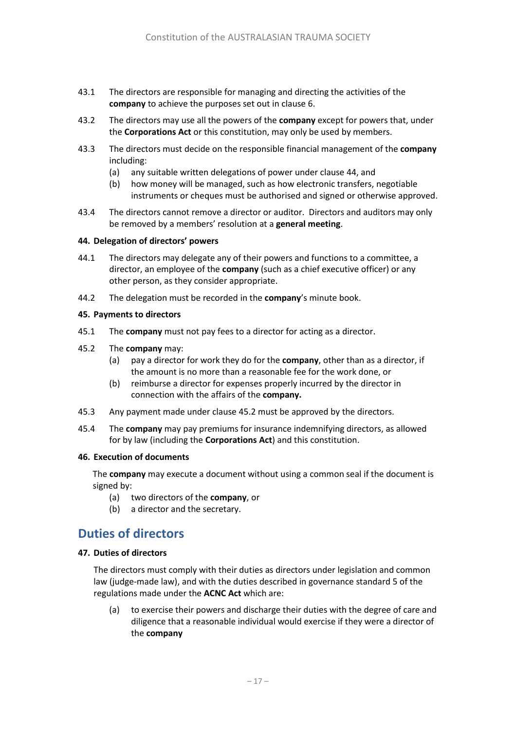43.1 The directors are responsible for managing and directing the activities of the **company** to achieve the purposes set out in clause 6.

43.2 The directors may use all the powers of the **company** except for powers that, under the **Corporations Act** or this constitution, may only be used by members.

43.3 The directors must decide on the responsible financial management of the **company** including:

- (a) any suitable written delegations of power under clause 44, and
- (b) how money will be managed, such as how electronic transfers, negotiable instruments or cheques must be authorised and signed or otherwise approved.

43.4 The directors cannot remove a director or auditor. Directors and auditors may only be removed by a members' resolution at a **general meeting**.

#### 44. Delegation of directors' powers

44.1 The directors may delegate any of their powers and functions to a committee, a director, an employee of the **company** (such as a chief executive officer) or any other person, as they consider appropriate.

44.2 The delegation must be recorded in the **company**'s minute book.

#### 45. Payments to directors

45.1 The **company** must not pay fees to a director for acting as a director.

45.2 The **company** may:

- (a) pay a director for work they do for the **company**, other than as a director, if the amount is no more than a reasonable fee for the work done, or
- (b) reimburse a director for expenses properly incurred by the director in connection with the affairs of the **company.**

45.3 Any payment made under clause 45.2 must be approved by the directors.

45.4 The **company** may pay premiums for insurance indemnifying directors, as allowed for by law (including the **Corporations Act**) and this constitution.

#### 46. Execution of documents

The **company** may execute a document without using a common seal if the document is signed by:

- (a) two directors of the **company**, or
- (b) a director and the secretary.

## Duties of directors

#### 47. Duties of directors

The directors must comply with their duties as directors under legislation and common law (judge-made law), and with the duties described in governance standard 5 of the regulations made under the **ACNC Act** which are:

- (a) to exercise their powers and discharge their duties with the degree of care and diligence that a reasonable individual would exercise if they were a director of the **company**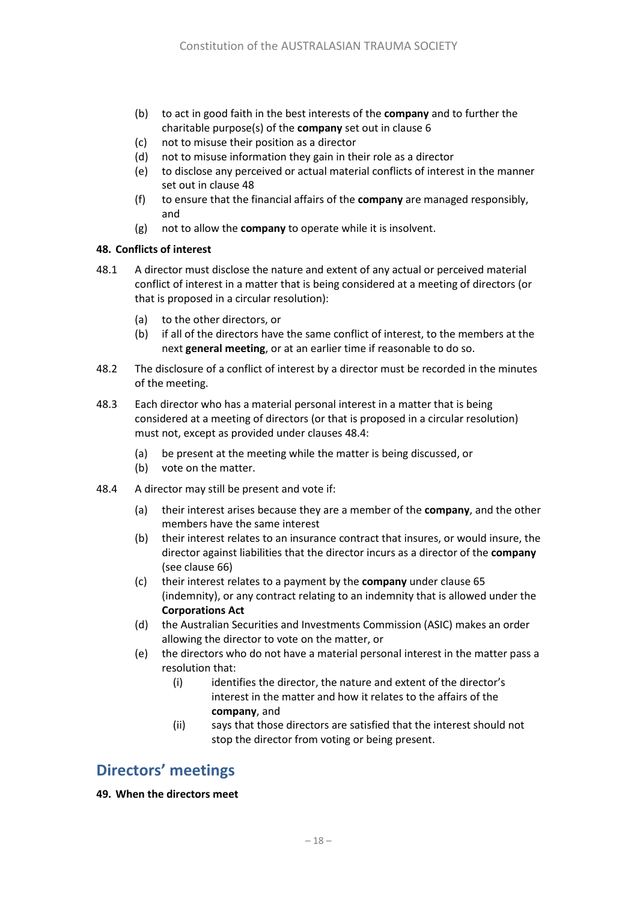(b) to act in good faith in the best interests of the **company** and to further the charitable purpose(s) of the **company** set out in clause 6
(c) not to misuse their position as a director
(d) not to misuse information they gain in their role as a director
(e) to disclose any perceived or actual material conflicts of interest in the manner set out in clause 48
(f) to ensure that the financial affairs of the **company** are managed responsibly, and
(g) not to allow the **company** to operate while it is insolvent.

**48. Conflicts of interest**

48.1 A director must disclose the nature and extent of any actual or perceived material conflict of interest in a matter that is being considered at a meeting of directors (or that is proposed in a circular resolution):

(a) to the other directors, or
(b) if all of the directors have the same conflict of interest, to the members at the next **general meeting**, or at an earlier time if reasonable to do so.

48.2 The disclosure of a conflict of interest by a director must be recorded in the minutes of the meeting.

48.3 Each director who has a material personal interest in a matter that is being considered at a meeting of directors (or that is proposed in a circular resolution) must not, except as provided under clauses 48.4:

(a) be present at the meeting while the matter is being discussed, or
(b) vote on the matter.

48.4 A director may still be present and vote if:

(a) their interest arises because they are a member of the **company**, and the other members have the same interest
(b) their interest relates to an insurance contract that insures, or would insure, the director against liabilities that the director incurs as a director of the **company** (see clause 66)
(c) their interest relates to a payment by the **company** under clause 65 (indemnity), or any contract relating to an indemnity that is allowed under the **Corporations Act**
(d) the Australian Securities and Investments Commission (ASIC) makes an order allowing the director to vote on the matter, or
(e) the directors who do not have a material personal interest in the matter pass a resolution that:
    (i) identifies the director, the nature and extent of the director's interest in the matter and how it relates to the affairs of the **company**, and
    (ii) says that those directors are satisfied that the interest should not stop the director from voting or being present.

## Directors' meetings

**49. When the directors meet**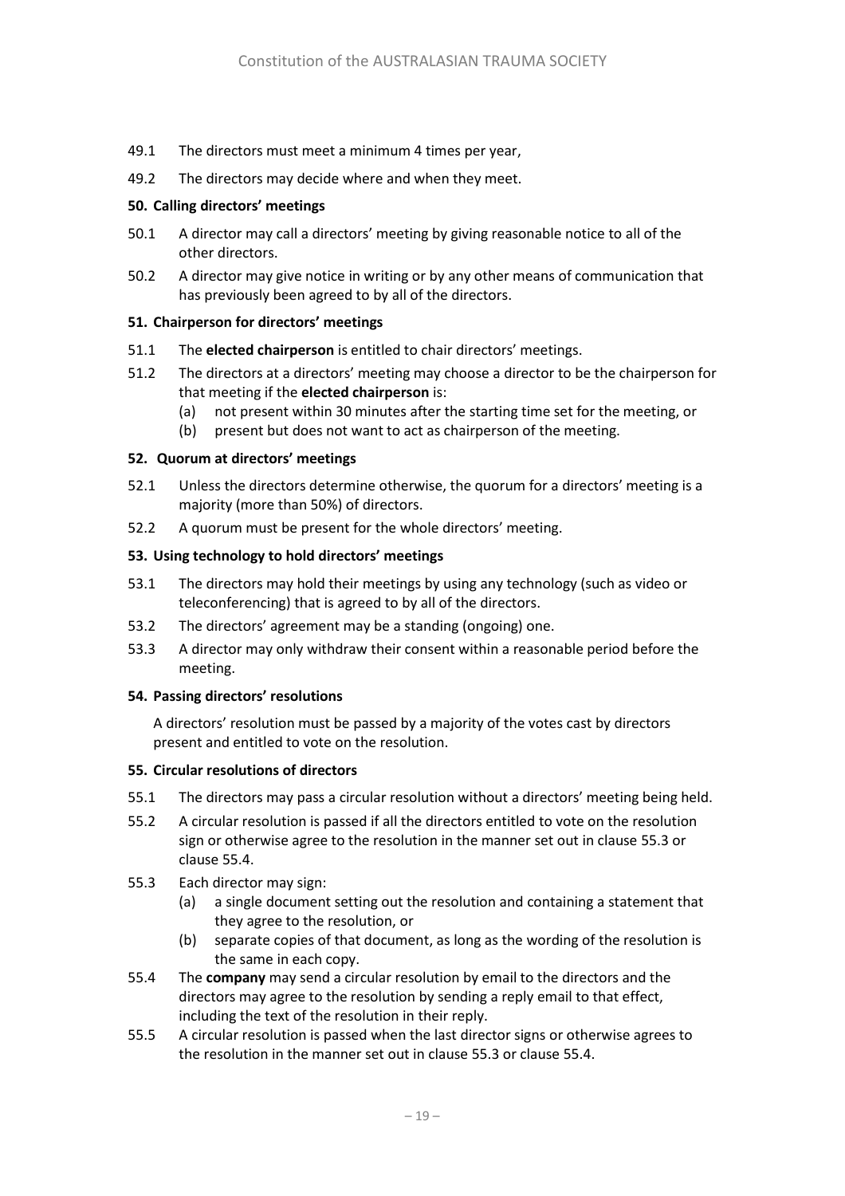49.1 The directors must meet a minimum 4 times per year,

49.2 The directors may decide where and when they meet.

**50. Calling directors' meetings**

50.1 A director may call a directors' meeting by giving reasonable notice to all of the other directors.

50.2 A director may give notice in writing or by any other means of communication that has previously been agreed to by all of the directors.

**51. Chairperson for directors' meetings**

51.1 The **elected chairperson** is entitled to chair directors' meetings.

51.2 The directors at a directors' meeting may choose a director to be the chairperson for that meeting if the **elected chairperson** is:

- (a) not present within 30 minutes after the starting time set for the meeting, or
- (b) present but does not want to act as chairperson of the meeting.

**52. Quorum at directors' meetings**

52.1 Unless the directors determine otherwise, the quorum for a directors' meeting is a majority (more than 50%) of directors.

52.2 A quorum must be present for the whole directors' meeting.

**53. Using technology to hold directors' meetings**

53.1 The directors may hold their meetings by using any technology (such as video or teleconferencing) that is agreed to by all of the directors.

53.2 The directors' agreement may be a standing (ongoing) one.

53.3 A director may only withdraw their consent within a reasonable period before the meeting.

**54. Passing directors' resolutions**

A directors' resolution must be passed by a majority of the votes cast by directors present and entitled to vote on the resolution.

**55. Circular resolutions of directors**

55.1 The directors may pass a circular resolution without a directors' meeting being held.

55.2 A circular resolution is passed if all the directors entitled to vote on the resolution sign or otherwise agree to the resolution in the manner set out in clause 55.3 or clause 55.4.

55.3 Each director may sign:

- (a) a single document setting out the resolution and containing a statement that they agree to the resolution, or
- (b) separate copies of that document, as long as the wording of the resolution is the same in each copy.

55.4 The **company** may send a circular resolution by email to the directors and the directors may agree to the resolution by sending a reply email to that effect, including the text of the resolution in their reply.

55.5 A circular resolution is passed when the last director signs or otherwise agrees to the resolution in the manner set out in clause 55.3 or clause 55.4.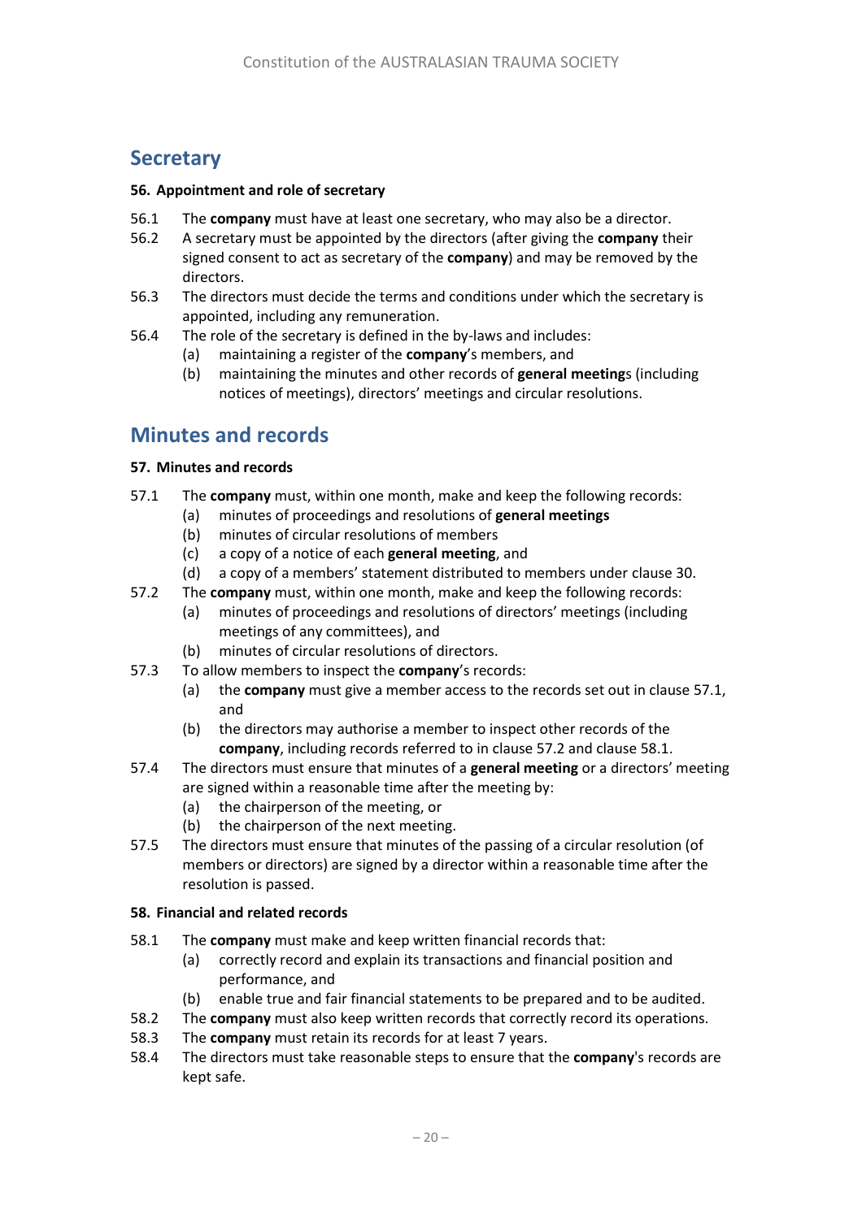## Secretary

### 56. Appointment and role of secretary

56.1 The **company** must have at least one secretary, who may also be a director.

56.2 A secretary must be appointed by the directors (after giving the **company** their signed consent to act as secretary of the **company**) and may be removed by the directors.

56.3 The directors must decide the terms and conditions under which the secretary is appointed, including any remuneration.

56.4 The role of the secretary is defined in the by-laws and includes:

- (a) maintaining a register of the **company**'s members, and
- (b) maintaining the minutes and other records of **general meeting**s (including notices of meetings), directors' meetings and circular resolutions.

## Minutes and records

### 57. Minutes and records

57.1 The **company** must, within one month, make and keep the following records:

- (a) minutes of proceedings and resolutions of **general meetings**
- (b) minutes of circular resolutions of members
- (c) a copy of a notice of each **general meeting**, and
- (d) a copy of a members' statement distributed to members under clause 30.

57.2 The **company** must, within one month, make and keep the following records:

- (a) minutes of proceedings and resolutions of directors' meetings (including meetings of any committees), and
- (b) minutes of circular resolutions of directors.

57.3 To allow members to inspect the **company**'s records:

- (a) the **company** must give a member access to the records set out in clause 57.1, and
- (b) the directors may authorise a member to inspect other records of the **company**, including records referred to in clause 57.2 and clause 58.1.

57.4 The directors must ensure that minutes of a **general meeting** or a directors' meeting are signed within a reasonable time after the meeting by:

- (a) the chairperson of the meeting, or
- (b) the chairperson of the next meeting.

57.5 The directors must ensure that minutes of the passing of a circular resolution (of members or directors) are signed by a director within a reasonable time after the resolution is passed.

### 58. Financial and related records

58.1 The **company** must make and keep written financial records that:

- (a) correctly record and explain its transactions and financial position and performance, and
- (b) enable true and fair financial statements to be prepared and to be audited.

58.2 The **company** must also keep written records that correctly record its operations.

58.3 The **company** must retain its records for at least 7 years.

58.4 The directors must take reasonable steps to ensure that the **company**'s records are kept safe.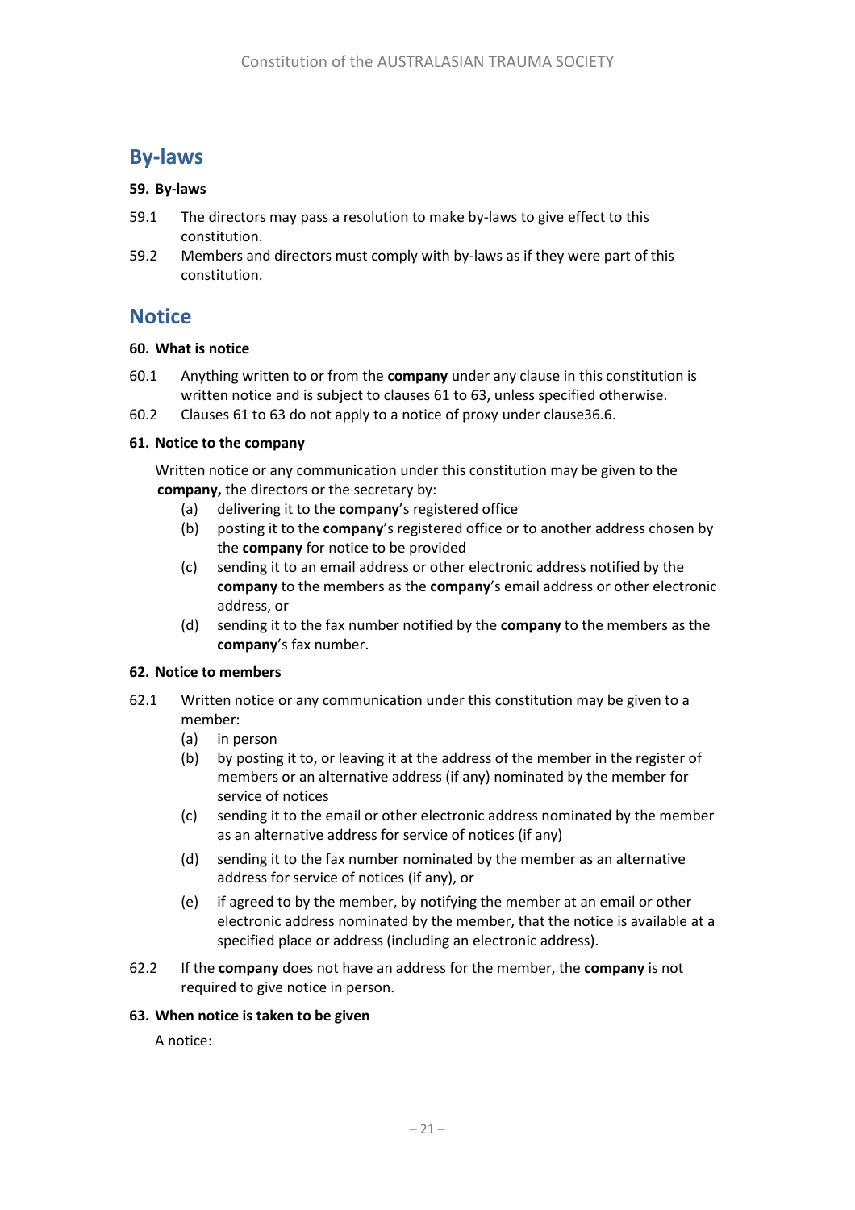## By-laws

### 59. By-laws

59.1 The directors may pass a resolution to make by-laws to give effect to this constitution.

59.2 Members and directors must comply with by-laws as if they were part of this constitution.

## Notice

### 60. What is notice

60.1 Anything written to or from the **company** under any clause in this constitution is written notice and is subject to clauses 61 to 63, unless specified otherwise.

60.2 Clauses 61 to 63 do not apply to a notice of proxy under clause36.6.

### 61. Notice to the company

Written notice or any communication under this constitution may be given to the **company,** the directors or the secretary by:

- (a) delivering it to the **company**'s registered office
- (b) posting it to the **company**'s registered office or to another address chosen by the **company** for notice to be provided
- (c) sending it to an email address or other electronic address notified by the **company** to the members as the **company**'s email address or other electronic address, or
- (d) sending it to the fax number notified by the **company** to the members as the **company**'s fax number.

### 62. Notice to members

62.1 Written notice or any communication under this constitution may be given to a member:

- (a) in person
- (b) by posting it to, or leaving it at the address of the member in the register of members or an alternative address (if any) nominated by the member for service of notices
- (c) sending it to the email or other electronic address nominated by the member as an alternative address for service of notices (if any)
- (d) sending it to the fax number nominated by the member as an alternative address for service of notices (if any), or
- (e) if agreed to by the member, by notifying the member at an email or other electronic address nominated by the member, that the notice is available at a specified place or address (including an electronic address).

62.2 If the **company** does not have an address for the member, the **company** is not required to give notice in person.

### 63. When notice is taken to be given

A notice: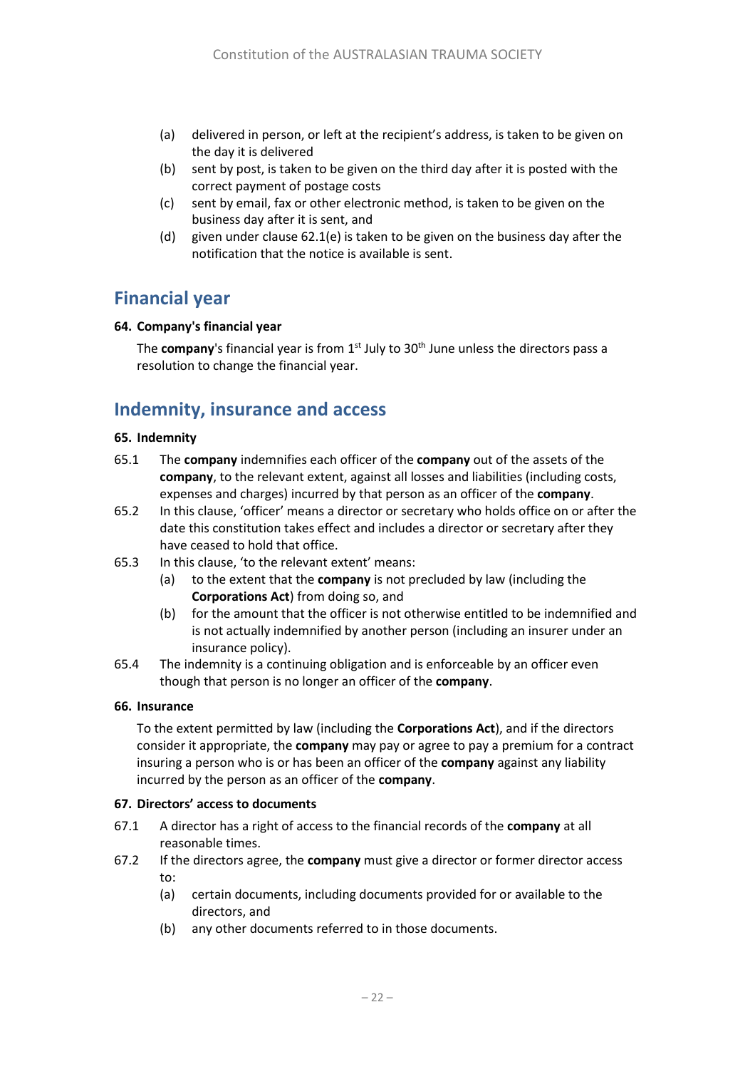(a) delivered in person, or left at the recipient's address, is taken to be given on the day it is delivered
(b) sent by post, is taken to be given on the third day after it is posted with the correct payment of postage costs
(c) sent by email, fax or other electronic method, is taken to be given on the business day after it is sent, and
(d) given under clause 62.1(e) is taken to be given on the business day after the notification that the notice is available is sent.

## Financial year

### 64. Company's financial year

The **company**'s financial year is from 1st July to 30th June unless the directors pass a resolution to change the financial year.

## Indemnity, insurance and access

### 65. Indemnity

65.1 The **company** indemnifies each officer of the **company** out of the assets of the **company**, to the relevant extent, against all losses and liabilities (including costs, expenses and charges) incurred by that person as an officer of the **company**.

65.2 In this clause, 'officer' means a director or secretary who holds office on or after the date this constitution takes effect and includes a director or secretary after they have ceased to hold that office.

65.3 In this clause, 'to the relevant extent' means:

(a) to the extent that the **company** is not precluded by law (including the **Corporations Act**) from doing so, and
(b) for the amount that the officer is not otherwise entitled to be indemnified and is not actually indemnified by another person (including an insurer under an insurance policy).

65.4 The indemnity is a continuing obligation and is enforceable by an officer even though that person is no longer an officer of the **company**.

### 66. Insurance

To the extent permitted by law (including the **Corporations Act**), and if the directors consider it appropriate, the **company** may pay or agree to pay a premium for a contract insuring a person who is or has been an officer of the **company** against any liability incurred by the person as an officer of the **company**.

### 67. Directors' access to documents

67.1 A director has a right of access to the financial records of the **company** at all reasonable times.

67.2 If the directors agree, the **company** must give a director or former director access to:

(a) certain documents, including documents provided for or available to the directors, and
(b) any other documents referred to in those documents.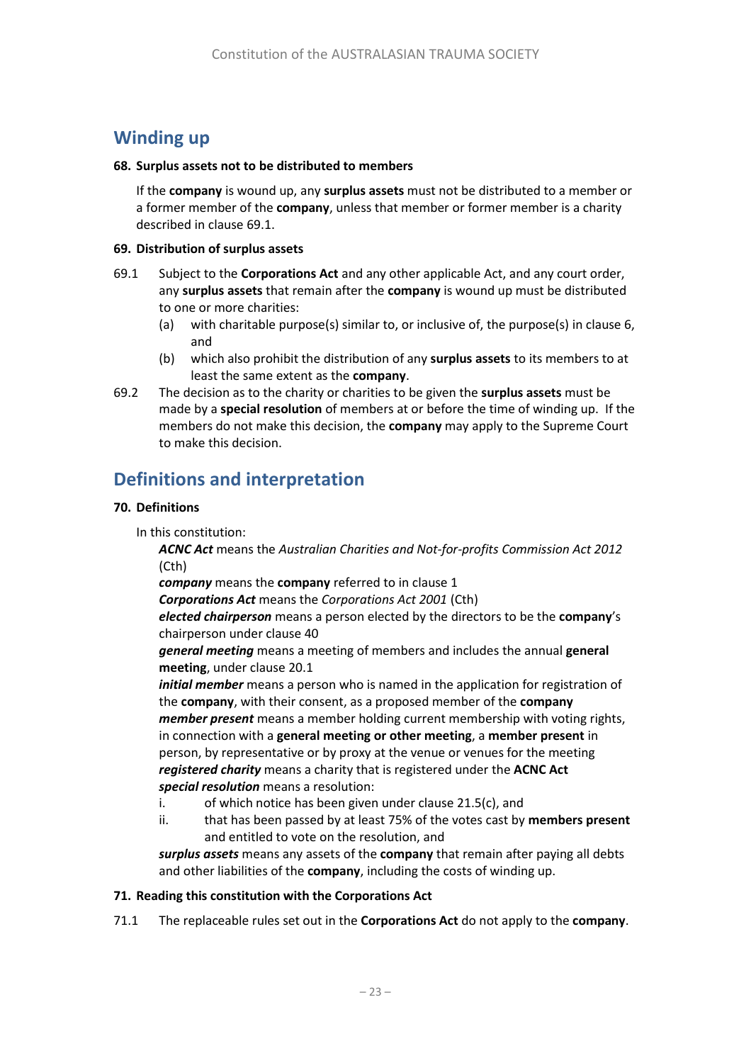## Winding up

**68. Surplus assets not to be distributed to members**

If the **company** is wound up, any **surplus assets** must not be distributed to a member or a former member of the **company**, unless that member or former member is a charity described in clause 69.1.

**69. Distribution of surplus assets**

69.1 Subject to the **Corporations Act** and any other applicable Act, and any court order, any **surplus assets** that remain after the **company** is wound up must be distributed to one or more charities:

(a) with charitable purpose(s) similar to, or inclusive of, the purpose(s) in clause 6, and

(b) which also prohibit the distribution of any **surplus assets** to its members to at least the same extent as the **company**.

69.2 The decision as to the charity or charities to be given the **surplus assets** must be made by a **special resolution** of members at or before the time of winding up. If the members do not make this decision, the **company** may apply to the Supreme Court to make this decision.

## Definitions and interpretation

**70. Definitions**

In this constitution:

***ACNC Act*** means the *Australian Charities and Not-for-profits Commission Act 2012* (Cth)

***company*** means the **company** referred to in clause 1

***Corporations Act*** means the *Corporations Act 2001* (Cth)

***elected chairperson*** means a person elected by the directors to be the **company**'s chairperson under clause 40

***general meeting*** means a meeting of members and includes the annual **general meeting**, under clause 20.1

***initial member*** means a person who is named in the application for registration of the **company**, with their consent, as a proposed member of the **company**

***member present*** means a member holding current membership with voting rights, in connection with a **general meeting or other meeting**, a **member present** in person, by representative or by proxy at the venue or venues for the meeting

***registered charity*** means a charity that is registered under the **ACNC Act**

***special resolution*** means a resolution:

i. of which notice has been given under clause 21.5(c), and

ii. that has been passed by at least 75% of the votes cast by **members present** and entitled to vote on the resolution, and

***surplus assets*** means any assets of the **company** that remain after paying all debts and other liabilities of the **company**, including the costs of winding up.

**71. Reading this constitution with the Corporations Act**

71.1 The replaceable rules set out in the **Corporations Act** do not apply to the **company**.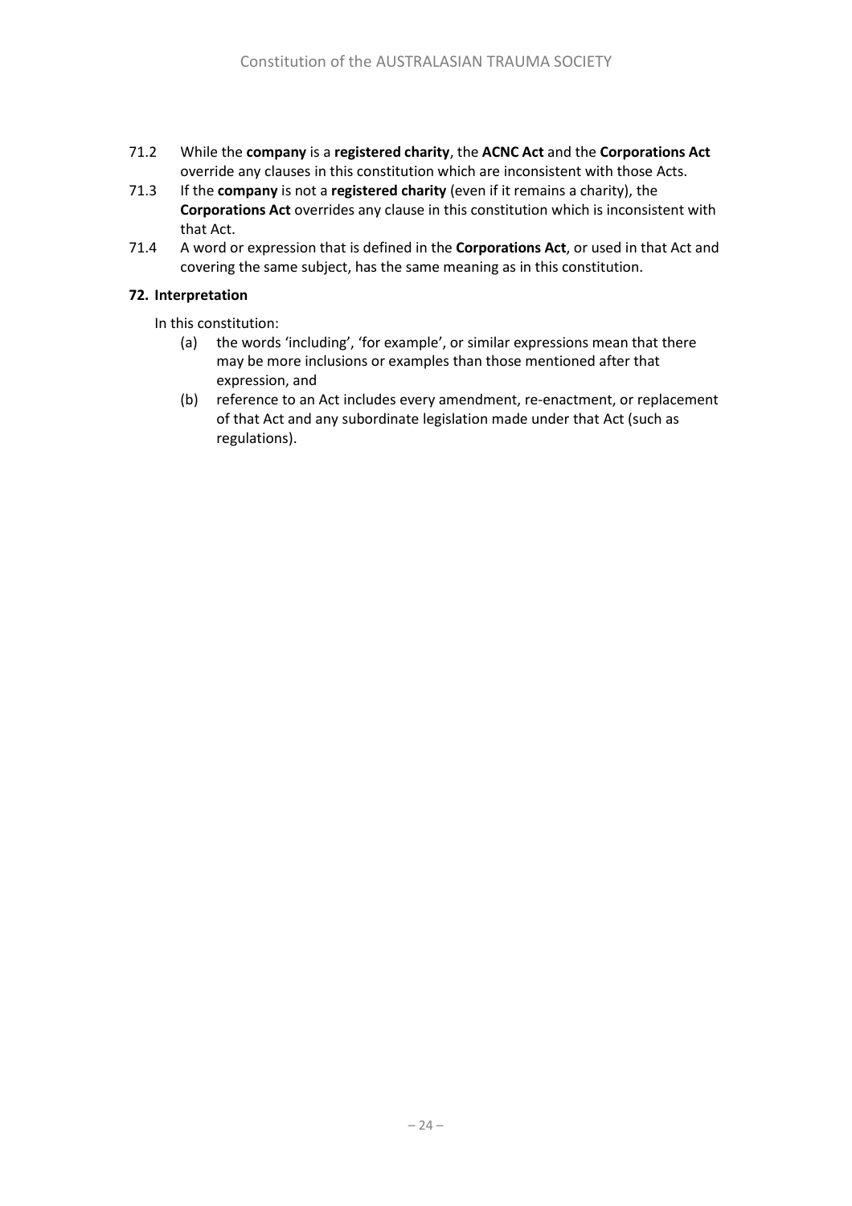71.2 While the **company** is a **registered charity**, the **ACNC Act** and the **Corporations Act** override any clauses in this constitution which are inconsistent with those Acts.

71.3 If the **company** is not a **registered charity** (even if it remains a charity), the **Corporations Act** overrides any clause in this constitution which is inconsistent with that Act.

71.4 A word or expression that is defined in the **Corporations Act**, or used in that Act and covering the same subject, has the same meaning as in this constitution.

**72. Interpretation**

In this constitution:

(a) the words 'including', 'for example', or similar expressions mean that there may be more inclusions or examples than those mentioned after that expression, and

(b) reference to an Act includes every amendment, re-enactment, or replacement of that Act and any subordinate legislation made under that Act (such as regulations).